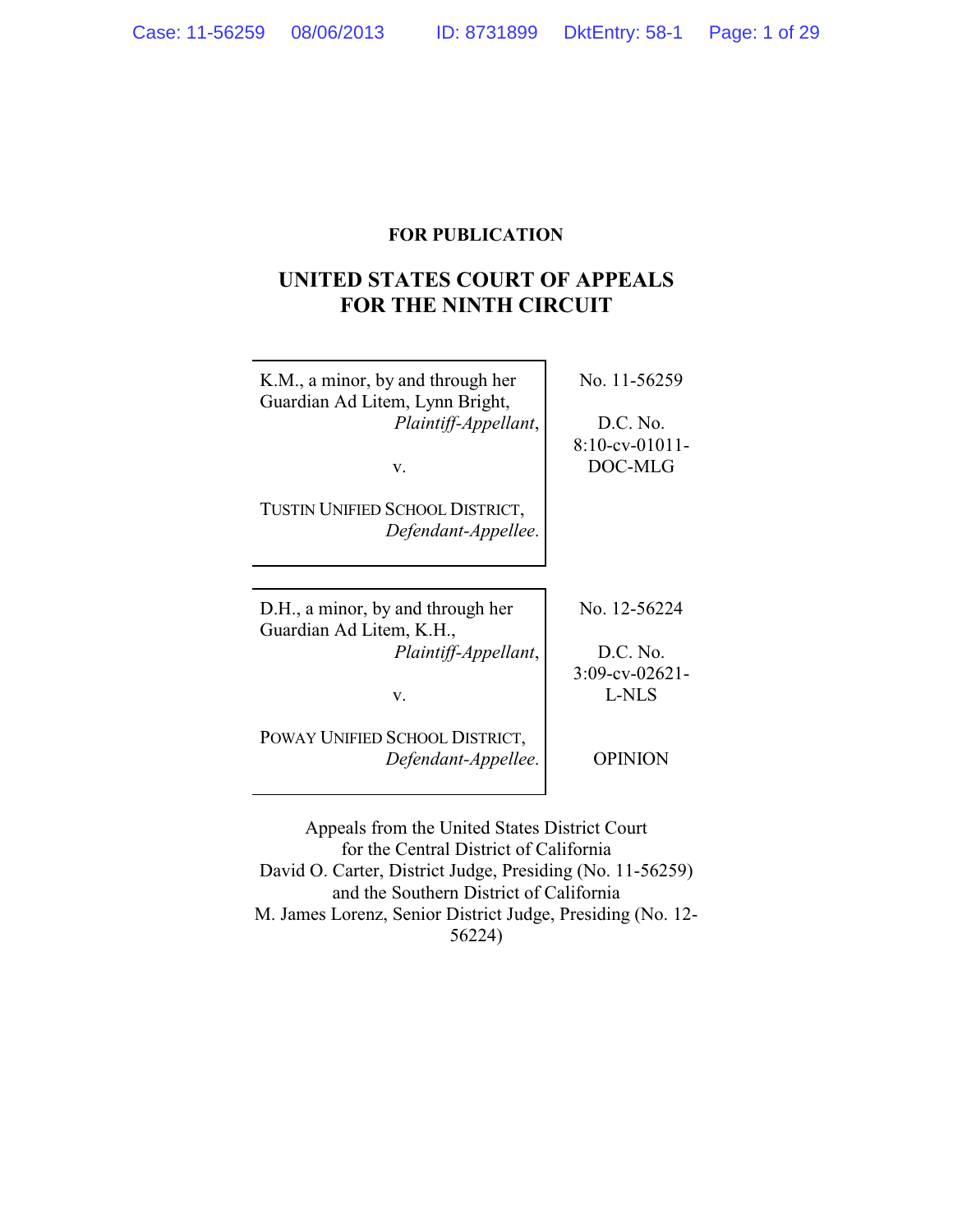**FOR PUBLICATION**

# UNITED STATES COURT OF APPEALS FOR THE NINTH CIRCUIT

| | |
|---|---|
| K.M., a minor, by and through her Guardian Ad Litem, Lynn Bright, *Plaintiff-Appellant*,<br><br>v.<br><br>TUSTIN UNIFIED SCHOOL DISTRICT, *Defendant-Appellee*. | No. 11-56259<br><br>D.C. No. 8:10-cv-01011-DOC-MLG |

| | |
|---|---|
| D.H., a minor, by and through her Guardian Ad Litem, K.H., *Plaintiff-Appellant*,<br><br>v.<br><br>POWAY UNIFIED SCHOOL DISTRICT, *Defendant-Appellee*. | No. 12-56224<br><br>D.C. No. 3:09-cv-02621-L-NLS<br><br>OPINION |

Appeals from the United States District Court for the Central District of California
David O. Carter, District Judge, Presiding (No. 11-56259)
and the Southern District of California
M. James Lorenz, Senior District Judge, Presiding (No. 12-56224)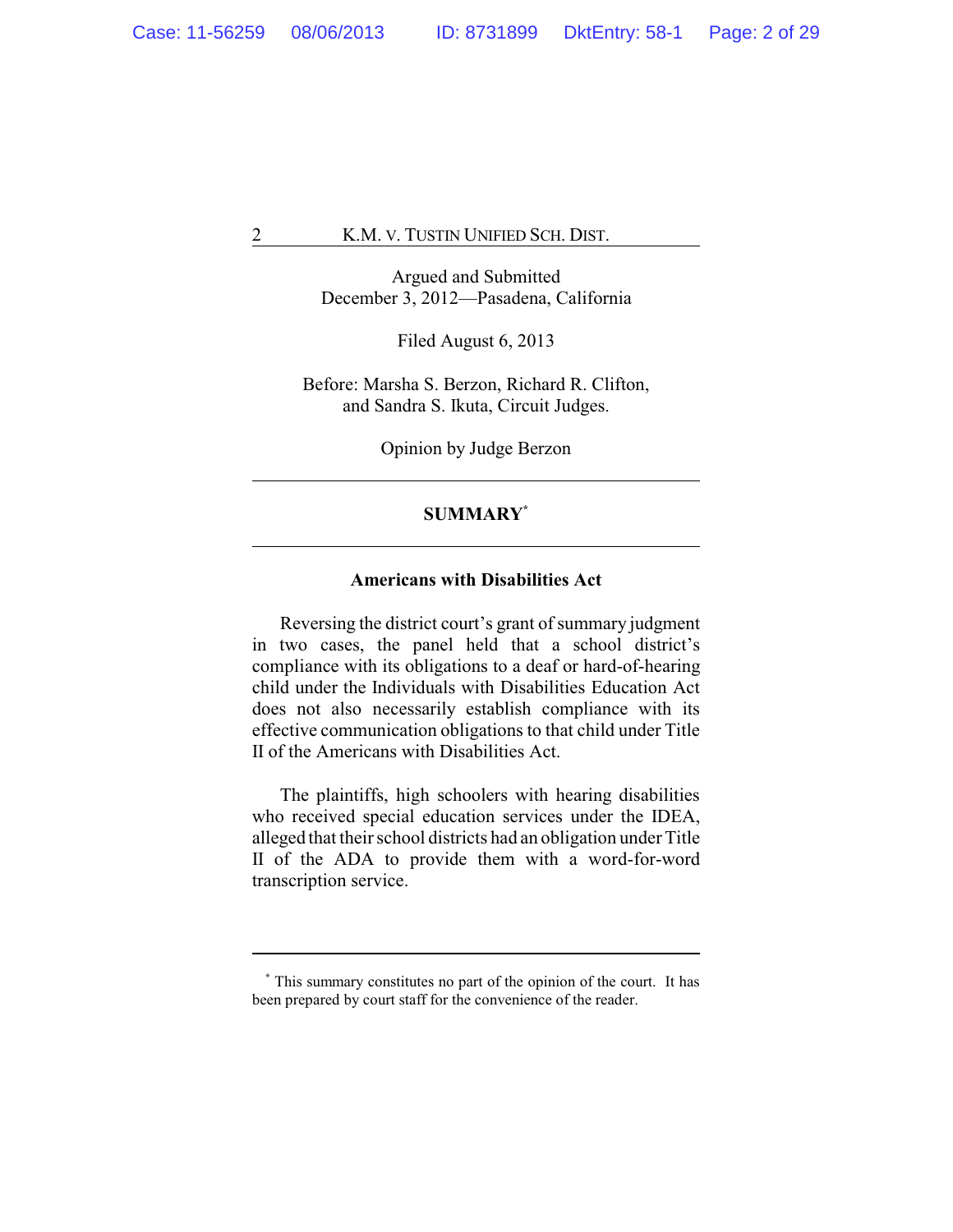Argued and Submitted
December 3, 2012—Pasadena, California

Filed August 6, 2013

Before: Marsha S. Berzon, Richard R. Clifton, and Sandra S. Ikuta, Circuit Judges.

Opinion by Judge Berzon

---

## SUMMARY[*]

---

### Americans with Disabilities Act

Reversing the district court's grant of summary judgment in two cases, the panel held that a school district's compliance with its obligations to a deaf or hard-of-hearing child under the Individuals with Disabilities Education Act does not also necessarily establish compliance with its effective communication obligations to that child under Title II of the Americans with Disabilities Act.

The plaintiffs, high schoolers with hearing disabilities who received special education services under the IDEA, alleged that their school districts had an obligation under Title II of the ADA to provide them with a word-for-word transcription service.

---

[*] This summary constitutes no part of the opinion of the court. It has been prepared by court staff for the convenience of the reader.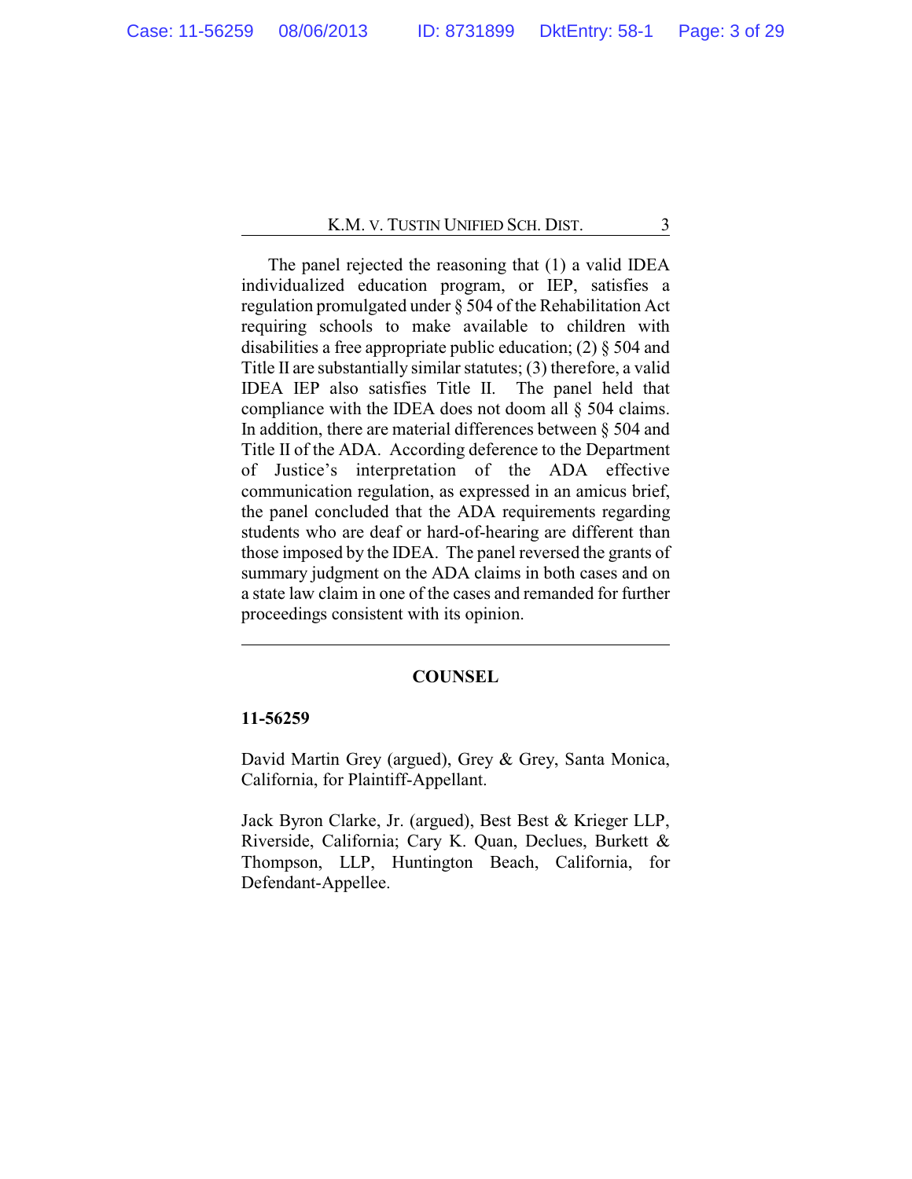The panel rejected the reasoning that (1) a valid IDEA individualized education program, or IEP, satisfies a regulation promulgated under § 504 of the Rehabilitation Act requiring schools to make available to children with disabilities a free appropriate public education; (2) § 504 and Title II are substantially similar statutes; (3) therefore, a valid IDEA IEP also satisfies Title II. The panel held that compliance with the IDEA does not doom all § 504 claims. In addition, there are material differences between § 504 and Title II of the ADA. According deference to the Department of Justice's interpretation of the ADA effective communication regulation, as expressed in an amicus brief, the panel concluded that the ADA requirements regarding students who are deaf or hard-of-hearing are different than those imposed by the IDEA. The panel reversed the grants of summary judgment on the ADA claims in both cases and on a state law claim in one of the cases and remanded for further proceedings consistent with its opinion.

---

## COUNSEL

**11-56259**

David Martin Grey (argued), Grey & Grey, Santa Monica, California, for Plaintiff-Appellant.

Jack Byron Clarke, Jr. (argued), Best Best & Krieger LLP, Riverside, California; Cary K. Quan, Declues, Burkett & Thompson, LLP, Huntington Beach, California, for Defendant-Appellee.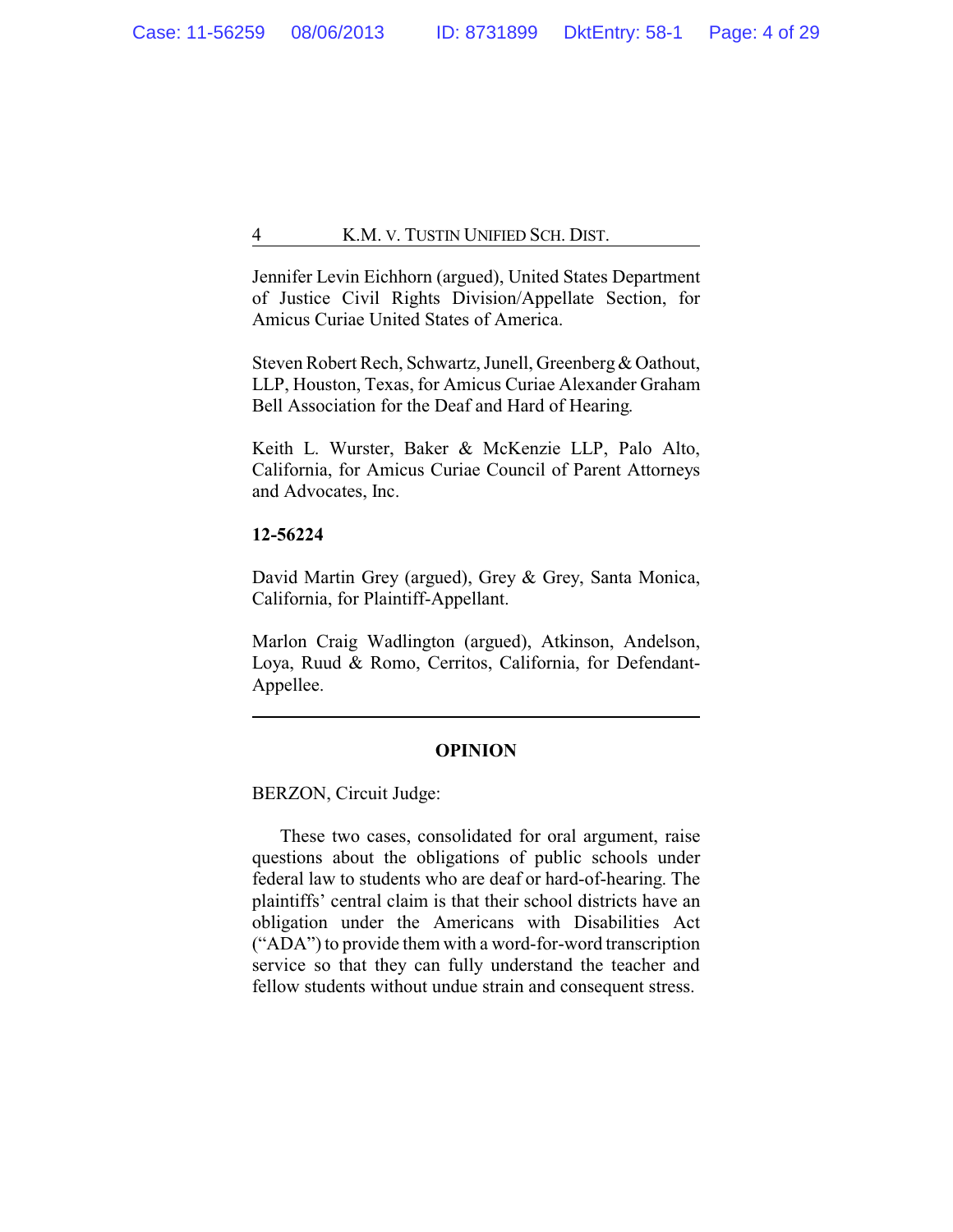Jennifer Levin Eichhorn (argued), United States Department of Justice Civil Rights Division/Appellate Section, for Amicus Curiae United States of America.

Steven Robert Rech, Schwartz, Junell, Greenberg & Oathout, LLP, Houston, Texas, for Amicus Curiae Alexander Graham Bell Association for the Deaf and Hard of Hearing.

Keith L. Wurster, Baker & McKenzie LLP, Palo Alto, California, for Amicus Curiae Council of Parent Attorneys and Advocates, Inc.

**12-56224**

David Martin Grey (argued), Grey & Grey, Santa Monica, California, for Plaintiff-Appellant.

Marlon Craig Wadlington (argued), Atkinson, Andelson, Loya, Ruud & Romo, Cerritos, California, for Defendant-Appellee.

---

**OPINION**

BERZON, Circuit Judge:

These two cases, consolidated for oral argument, raise questions about the obligations of public schools under federal law to students who are deaf or hard-of-hearing. The plaintiffs' central claim is that their school districts have an obligation under the Americans with Disabilities Act ("ADA") to provide them with a word-for-word transcription service so that they can fully understand the teacher and fellow students without undue strain and consequent stress.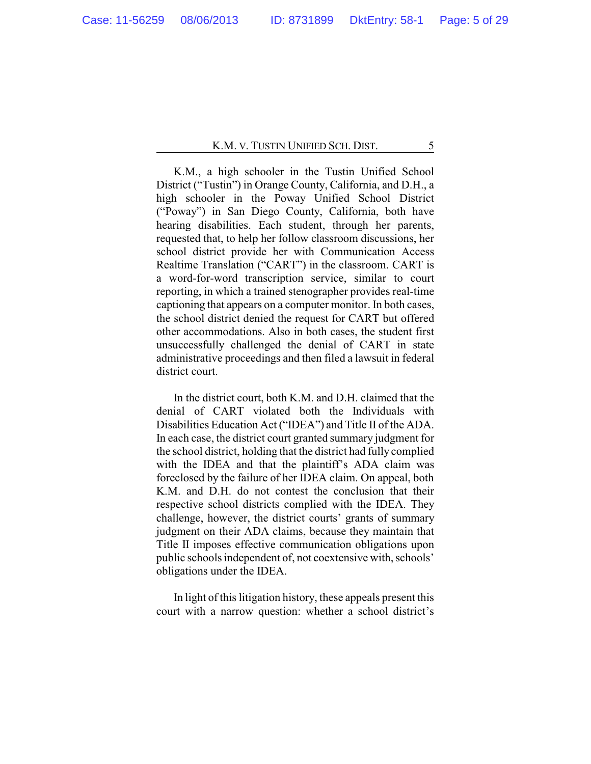K.M., a high schooler in the Tustin Unified School District ("Tustin") in Orange County, California, and D.H., a high schooler in the Poway Unified School District ("Poway") in San Diego County, California, both have hearing disabilities. Each student, through her parents, requested that, to help her follow classroom discussions, her school district provide her with Communication Access Realtime Translation ("CART") in the classroom. CART is a word-for-word transcription service, similar to court reporting, in which a trained stenographer provides real-time captioning that appears on a computer monitor. In both cases, the school district denied the request for CART but offered other accommodations. Also in both cases, the student first unsuccessfully challenged the denial of CART in state administrative proceedings and then filed a lawsuit in federal district court.

In the district court, both K.M. and D.H. claimed that the denial of CART violated both the Individuals with Disabilities Education Act ("IDEA") and Title II of the ADA. In each case, the district court granted summary judgment for the school district, holding that the district had fully complied with the IDEA and that the plaintiff's ADA claim was foreclosed by the failure of her IDEA claim. On appeal, both K.M. and D.H. do not contest the conclusion that their respective school districts complied with the IDEA. They challenge, however, the district courts' grants of summary judgment on their ADA claims, because they maintain that Title II imposes effective communication obligations upon public schools independent of, not coextensive with, schools' obligations under the IDEA.

In light of this litigation history, these appeals present this court with a narrow question: whether a school district's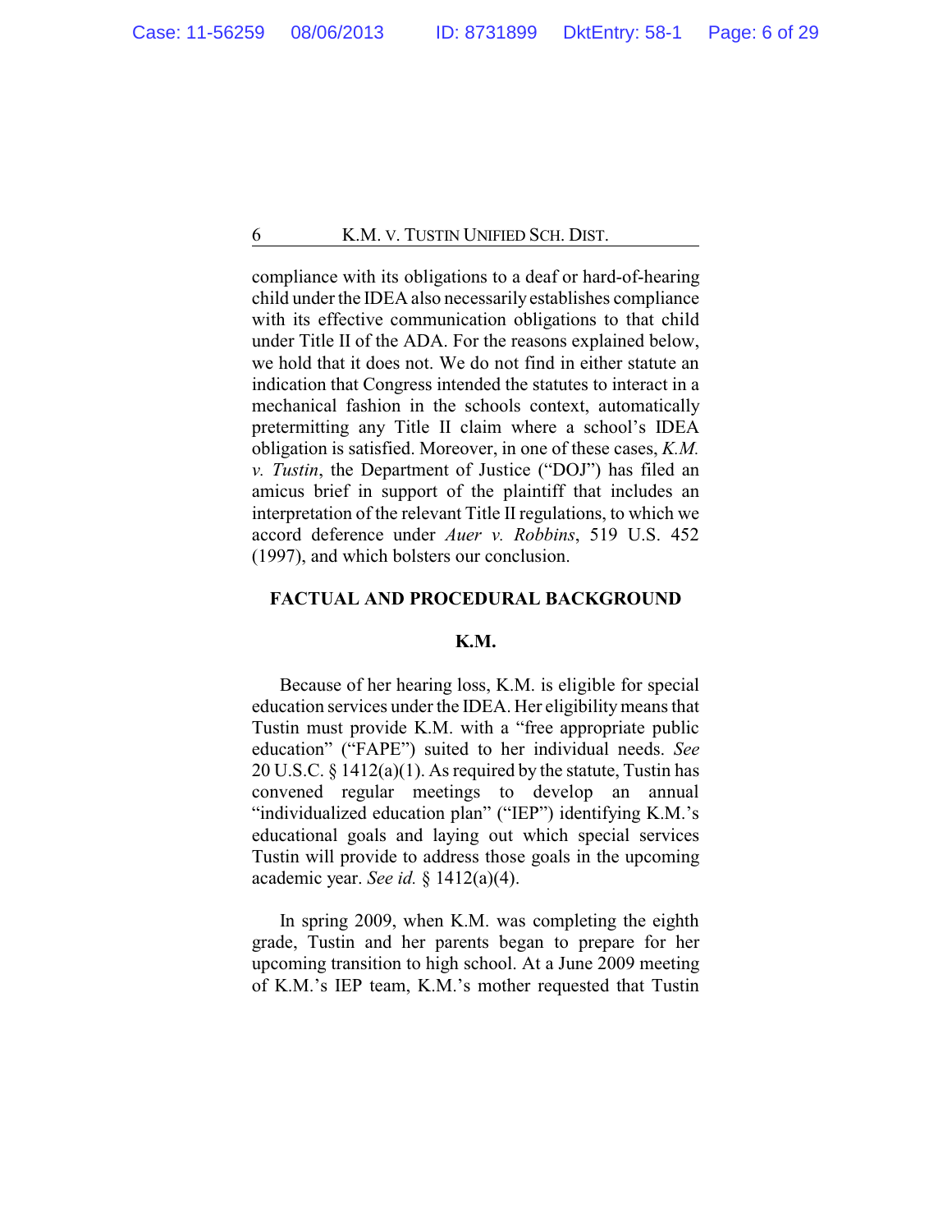compliance with its obligations to a deaf or hard-of-hearing child under the IDEA also necessarily establishes compliance with its effective communication obligations to that child under Title II of the ADA. For the reasons explained below, we hold that it does not. We do not find in either statute an indication that Congress intended the statutes to interact in a mechanical fashion in the schools context, automatically pretermitting any Title II claim where a school's IDEA obligation is satisfied. Moreover, in one of these cases, *K.M. v. Tustin*, the Department of Justice ("DOJ") has filed an amicus brief in support of the plaintiff that includes an interpretation of the relevant Title II regulations, to which we accord deference under *Auer v. Robbins*, 519 U.S. 452 (1997), and which bolsters our conclusion.

## FACTUAL AND PROCEDURAL BACKGROUND

### K.M.

Because of her hearing loss, K.M. is eligible for special education services under the IDEA. Her eligibility means that Tustin must provide K.M. with a "free appropriate public education" ("FAPE") suited to her individual needs. *See* 20 U.S.C. § 1412(a)(1). As required by the statute, Tustin has convened regular meetings to develop an annual "individualized education plan" ("IEP") identifying K.M.'s educational goals and laying out which special services Tustin will provide to address those goals in the upcoming academic year. *See id.* § 1412(a)(4).

In spring 2009, when K.M. was completing the eighth grade, Tustin and her parents began to prepare for her upcoming transition to high school. At a June 2009 meeting of K.M.'s IEP team, K.M.'s mother requested that Tustin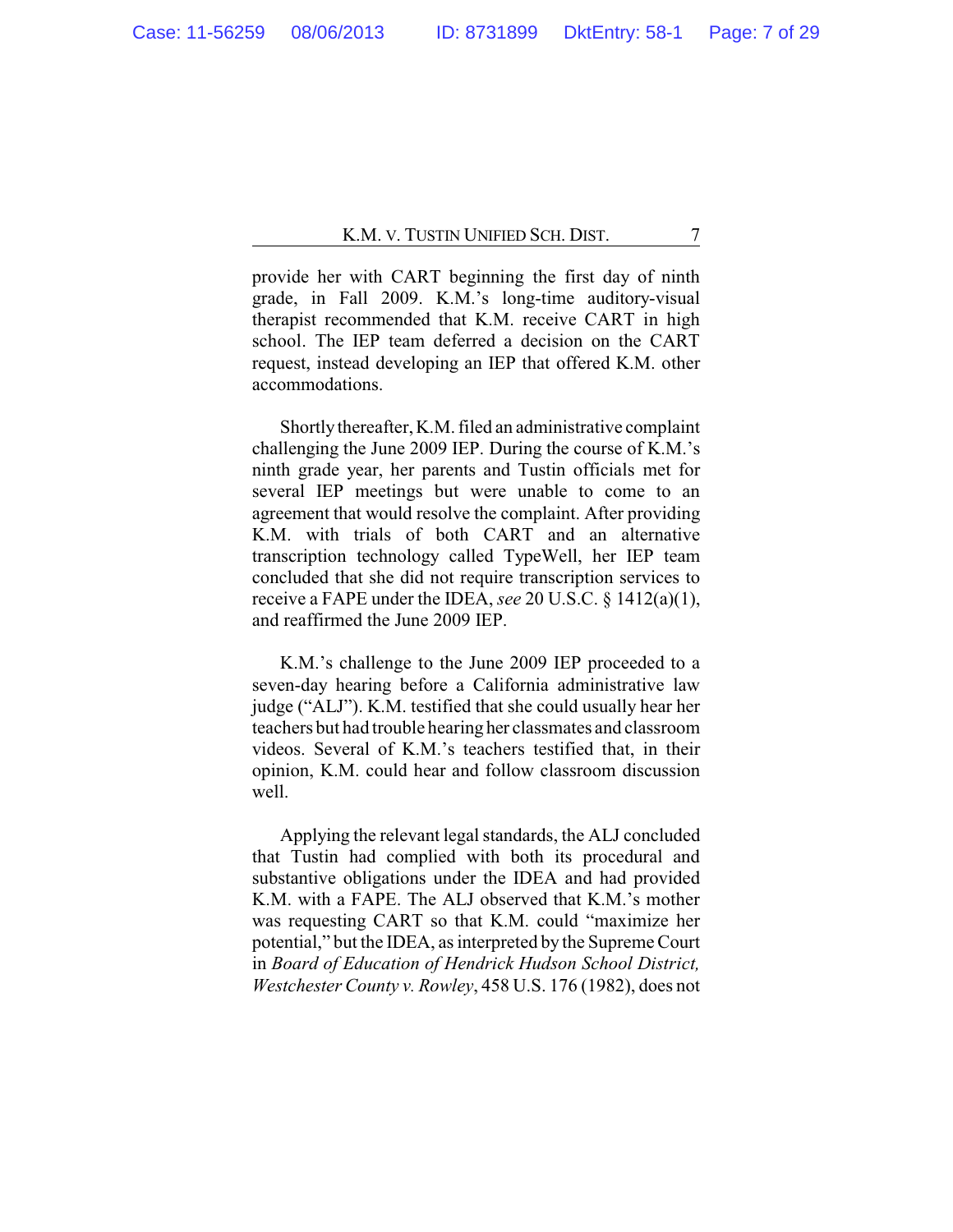provide her with CART beginning the first day of ninth grade, in Fall 2009. K.M.'s long-time auditory-visual therapist recommended that K.M. receive CART in high school. The IEP team deferred a decision on the CART request, instead developing an IEP that offered K.M. other accommodations.

Shortly thereafter, K.M. filed an administrative complaint challenging the June 2009 IEP. During the course of K.M.'s ninth grade year, her parents and Tustin officials met for several IEP meetings but were unable to come to an agreement that would resolve the complaint. After providing K.M. with trials of both CART and an alternative transcription technology called TypeWell, her IEP team concluded that she did not require transcription services to receive a FAPE under the IDEA, *see* 20 U.S.C. § 1412(a)(1), and reaffirmed the June 2009 IEP.

K.M.'s challenge to the June 2009 IEP proceeded to a seven-day hearing before a California administrative law judge ("ALJ"). K.M. testified that she could usually hear her teachers but had trouble hearing her classmates and classroom videos. Several of K.M.'s teachers testified that, in their opinion, K.M. could hear and follow classroom discussion well.

Applying the relevant legal standards, the ALJ concluded that Tustin had complied with both its procedural and substantive obligations under the IDEA and had provided K.M. with a FAPE. The ALJ observed that K.M.'s mother was requesting CART so that K.M. could "maximize her potential," but the IDEA, as interpreted by the Supreme Court in *Board of Education of Hendrick Hudson School District, Westchester County v. Rowley*, 458 U.S. 176 (1982), does not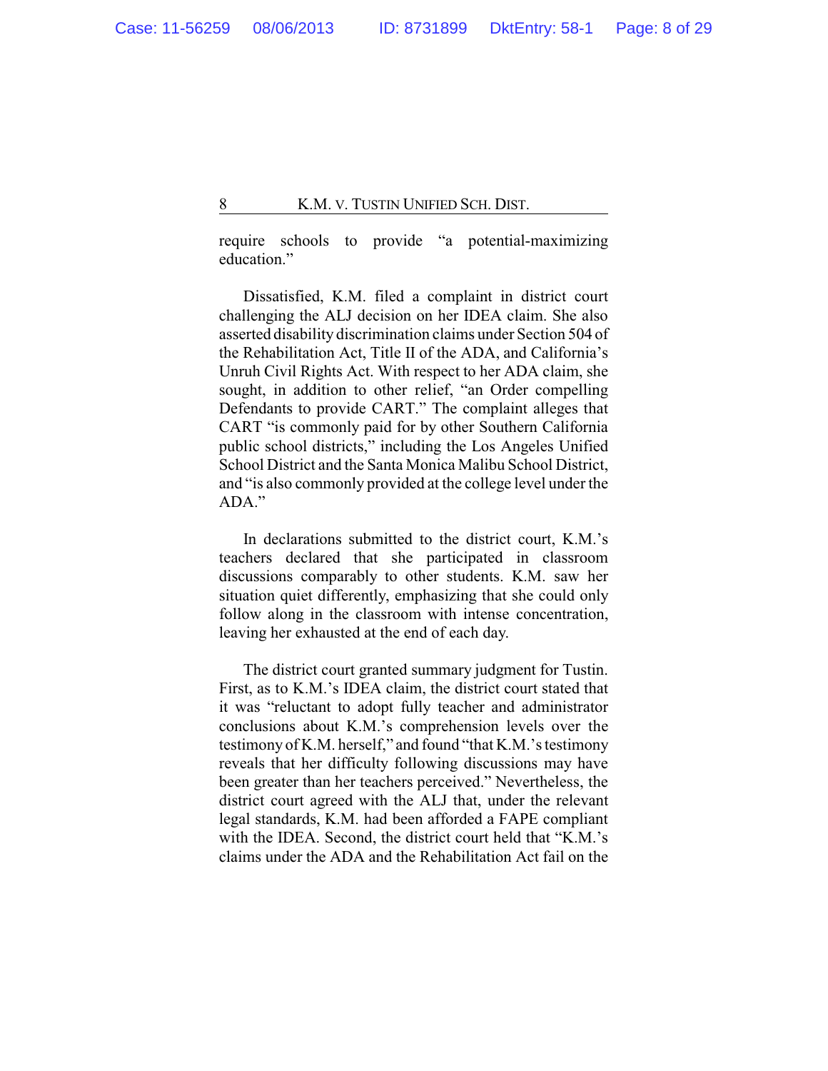require schools to provide "a potential-maximizing education."

Dissatisfied, K.M. filed a complaint in district court challenging the ALJ decision on her IDEA claim. She also asserted disability discrimination claims under Section 504 of the Rehabilitation Act, Title II of the ADA, and California's Unruh Civil Rights Act. With respect to her ADA claim, she sought, in addition to other relief, "an Order compelling Defendants to provide CART." The complaint alleges that CART "is commonly paid for by other Southern California public school districts," including the Los Angeles Unified School District and the Santa Monica Malibu School District, and "is also commonly provided at the college level under the ADA."

In declarations submitted to the district court, K.M.'s teachers declared that she participated in classroom discussions comparably to other students. K.M. saw her situation quiet differently, emphasizing that she could only follow along in the classroom with intense concentration, leaving her exhausted at the end of each day.

The district court granted summary judgment for Tustin. First, as to K.M.'s IDEA claim, the district court stated that it was "reluctant to adopt fully teacher and administrator conclusions about K.M.'s comprehension levels over the testimony of K.M. herself," and found "that K.M.'s testimony reveals that her difficulty following discussions may have been greater than her teachers perceived." Nevertheless, the district court agreed with the ALJ that, under the relevant legal standards, K.M. had been afforded a FAPE compliant with the IDEA. Second, the district court held that "K.M.'s claims under the ADA and the Rehabilitation Act fail on the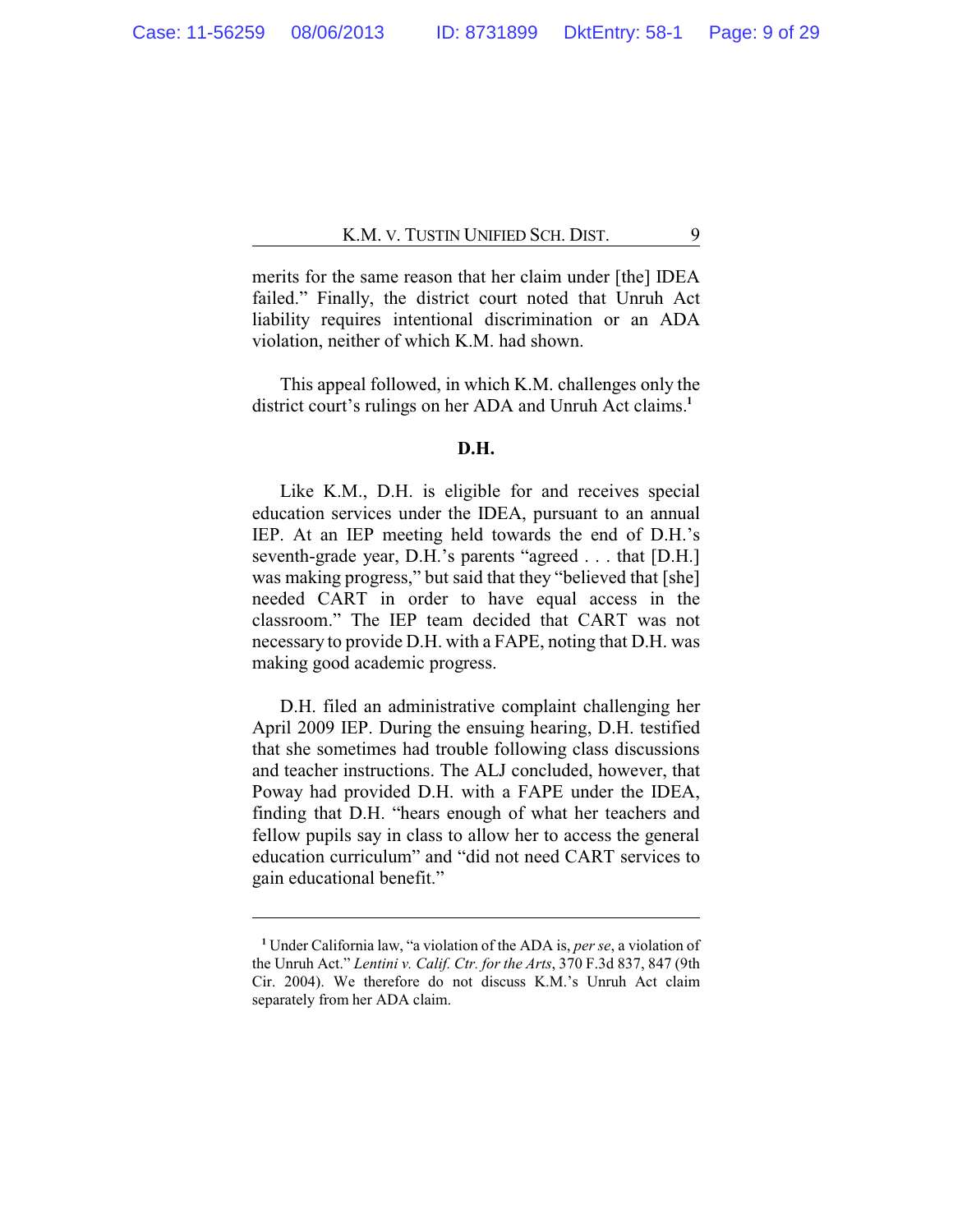merits for the same reason that her claim under [the] IDEA failed." Finally, the district court noted that Unruh Act liability requires intentional discrimination or an ADA violation, neither of which K.M. had shown.

This appeal followed, in which K.M. challenges only the district court's rulings on her ADA and Unruh Act claims.[1]

**D.H.**

Like K.M., D.H. is eligible for and receives special education services under the IDEA, pursuant to an annual IEP. At an IEP meeting held towards the end of D.H.'s seventh-grade year, D.H.'s parents "agreed . . . that [D.H.] was making progress," but said that they "believed that [she] needed CART in order to have equal access in the classroom." The IEP team decided that CART was not necessary to provide D.H. with a FAPE, noting that D.H. was making good academic progress.

D.H. filed an administrative complaint challenging her April 2009 IEP. During the ensuing hearing, D.H. testified that she sometimes had trouble following class discussions and teacher instructions. The ALJ concluded, however, that Poway had provided D.H. with a FAPE under the IDEA, finding that D.H. "hears enough of what her teachers and fellow pupils say in class to allow her to access the general education curriculum" and "did not need CART services to gain educational benefit."

---

[1] Under California law, "a violation of the ADA is, *per se*, a violation of the Unruh Act." *Lentini v. Calif. Ctr. for the Arts*, 370 F.3d 837, 847 (9th Cir. 2004). We therefore do not discuss K.M.'s Unruh Act claim separately from her ADA claim.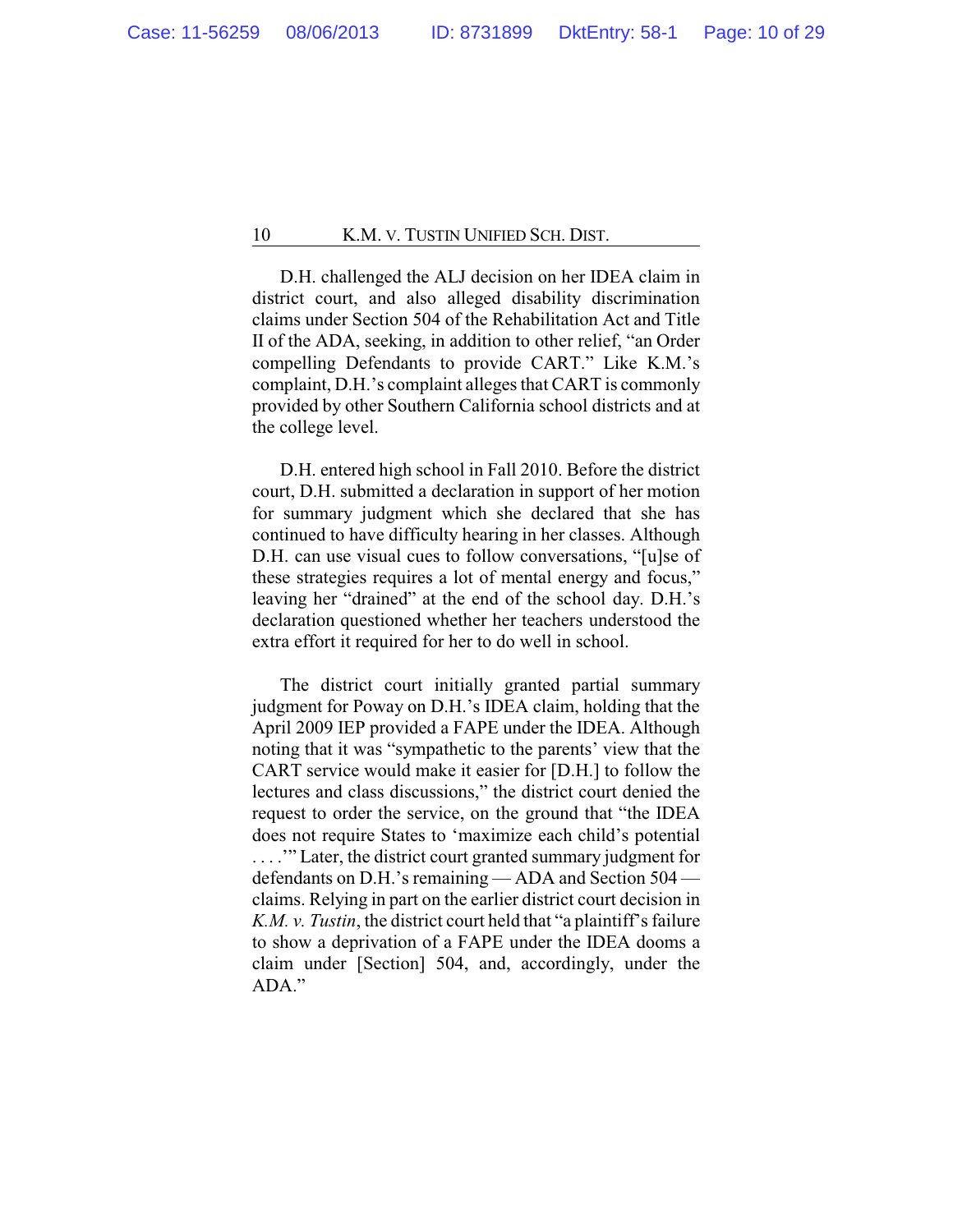D.H. challenged the ALJ decision on her IDEA claim in district court, and also alleged disability discrimination claims under Section 504 of the Rehabilitation Act and Title II of the ADA, seeking, in addition to other relief, "an Order compelling Defendants to provide CART." Like K.M.'s complaint, D.H.'s complaint alleges that CART is commonly provided by other Southern California school districts and at the college level.

D.H. entered high school in Fall 2010. Before the district court, D.H. submitted a declaration in support of her motion for summary judgment which she declared that she has continued to have difficulty hearing in her classes. Although D.H. can use visual cues to follow conversations, "[u]se of these strategies requires a lot of mental energy and focus," leaving her "drained" at the end of the school day. D.H.'s declaration questioned whether her teachers understood the extra effort it required for her to do well in school.

The district court initially granted partial summary judgment for Poway on D.H.'s IDEA claim, holding that the April 2009 IEP provided a FAPE under the IDEA. Although noting that it was "sympathetic to the parents' view that the CART service would make it easier for [D.H.] to follow the lectures and class discussions," the district court denied the request to order the service, on the ground that "the IDEA does not require States to 'maximize each child's potential . . . .'" Later, the district court granted summary judgment for defendants on D.H.'s remaining — ADA and Section 504 — claims. Relying in part on the earlier district court decision in *K.M. v. Tustin*, the district court held that "a plaintiff's failure to show a deprivation of a FAPE under the IDEA dooms a claim under [Section] 504, and, accordingly, under the ADA."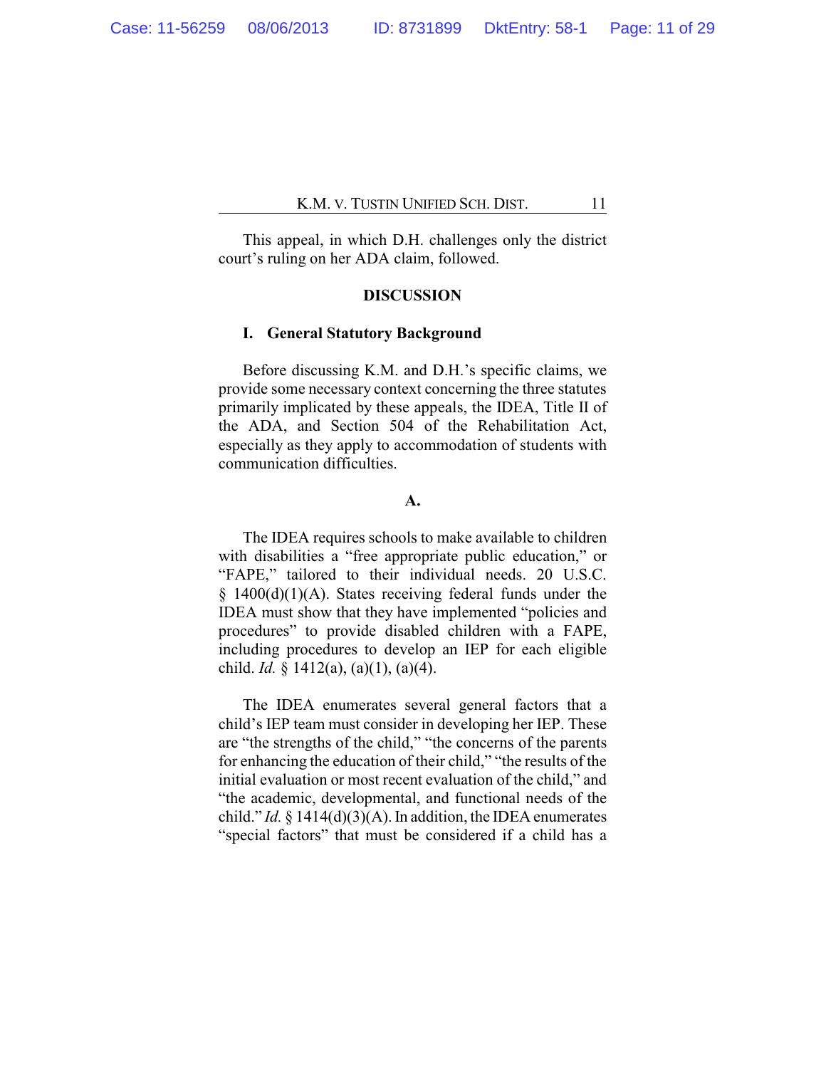This appeal, in which D.H. challenges only the district court's ruling on her ADA claim, followed.

## DISCUSSION

### I. General Statutory Background

Before discussing K.M. and D.H.'s specific claims, we provide some necessary context concerning the three statutes primarily implicated by these appeals, the IDEA, Title II of the ADA, and Section 504 of the Rehabilitation Act, especially as they apply to accommodation of students with communication difficulties.

#### A.

The IDEA requires schools to make available to children with disabilities a "free appropriate public education," or "FAPE," tailored to their individual needs. 20 U.S.C. § 1400(d)(1)(A). States receiving federal funds under the IDEA must show that they have implemented "policies and procedures" to provide disabled children with a FAPE, including procedures to develop an IEP for each eligible child. *Id.* § 1412(a), (a)(1), (a)(4).

The IDEA enumerates several general factors that a child's IEP team must consider in developing her IEP. These are "the strengths of the child," "the concerns of the parents for enhancing the education of their child," "the results of the initial evaluation or most recent evaluation of the child," and "the academic, developmental, and functional needs of the child." *Id.* § 1414(d)(3)(A). In addition, the IDEA enumerates "special factors" that must be considered if a child has a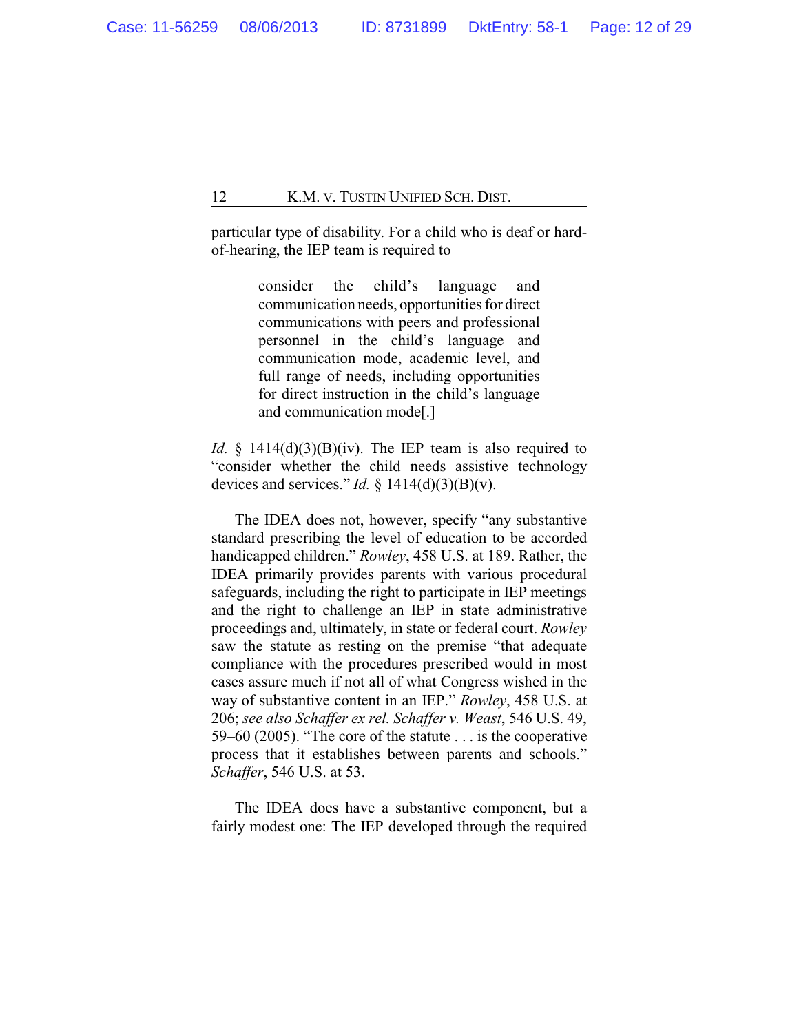particular type of disability. For a child who is deaf or hard-of-hearing, the IEP team is required to

> consider the child's language and communication needs, opportunities for direct communications with peers and professional personnel in the child's language and communication mode, academic level, and full range of needs, including opportunities for direct instruction in the child's language and communication mode[.]

*Id.* § 1414(d)(3)(B)(iv). The IEP team is also required to "consider whether the child needs assistive technology devices and services." *Id.* § 1414(d)(3)(B)(v).

The IDEA does not, however, specify "any substantive standard prescribing the level of education to be accorded handicapped children." *Rowley*, 458 U.S. at 189. Rather, the IDEA primarily provides parents with various procedural safeguards, including the right to participate in IEP meetings and the right to challenge an IEP in state administrative proceedings and, ultimately, in state or federal court. *Rowley* saw the statute as resting on the premise "that adequate compliance with the procedures prescribed would in most cases assure much if not all of what Congress wished in the way of substantive content in an IEP." *Rowley*, 458 U.S. at 206; *see also Schaffer ex rel. Schaffer v. Weast*, 546 U.S. 49, 59–60 (2005). "The core of the statute . . . is the cooperative process that it establishes between parents and schools." *Schaffer*, 546 U.S. at 53.

The IDEA does have a substantive component, but a fairly modest one: The IEP developed through the required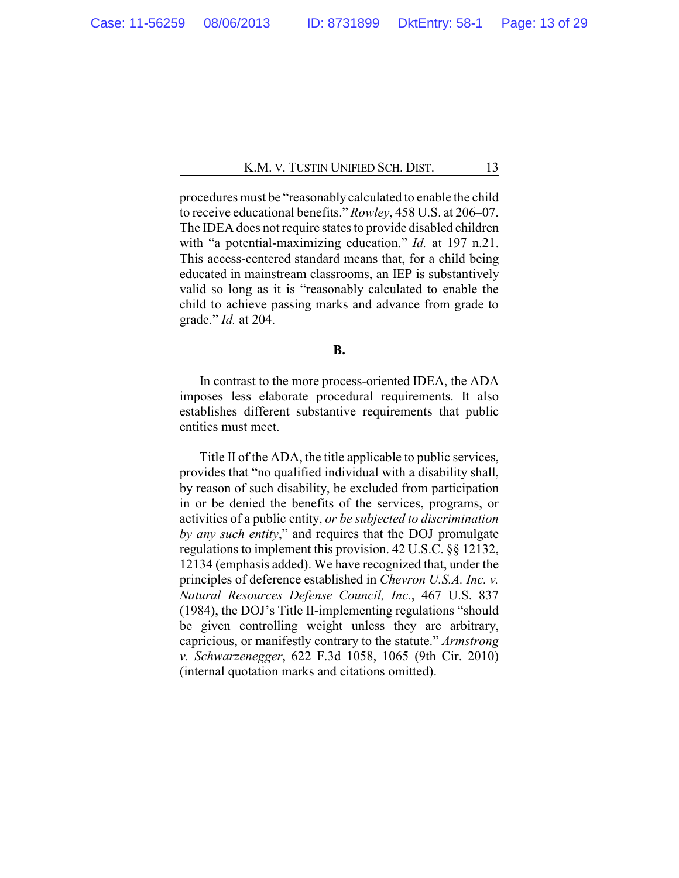procedures must be "reasonably calculated to enable the child to receive educational benefits." *Rowley*, 458 U.S. at 206–07. The IDEA does not require states to provide disabled children with "a potential-maximizing education." *Id.* at 197 n.21. This access-centered standard means that, for a child being educated in mainstream classrooms, an IEP is substantively valid so long as it is "reasonably calculated to enable the child to achieve passing marks and advance from grade to grade." *Id.* at 204.

**B.**

In contrast to the more process-oriented IDEA, the ADA imposes less elaborate procedural requirements. It also establishes different substantive requirements that public entities must meet.

Title II of the ADA, the title applicable to public services, provides that "no qualified individual with a disability shall, by reason of such disability, be excluded from participation in or be denied the benefits of the services, programs, or activities of a public entity, *or be subjected to discrimination by any such entity*," and requires that the DOJ promulgate regulations to implement this provision. 42 U.S.C. §§ 12132, 12134 (emphasis added). We have recognized that, under the principles of deference established in *Chevron U.S.A. Inc. v. Natural Resources Defense Council, Inc.*, 467 U.S. 837 (1984), the DOJ's Title II-implementing regulations "should be given controlling weight unless they are arbitrary, capricious, or manifestly contrary to the statute." *Armstrong v. Schwarzenegger*, 622 F.3d 1058, 1065 (9th Cir. 2010) (internal quotation marks and citations omitted).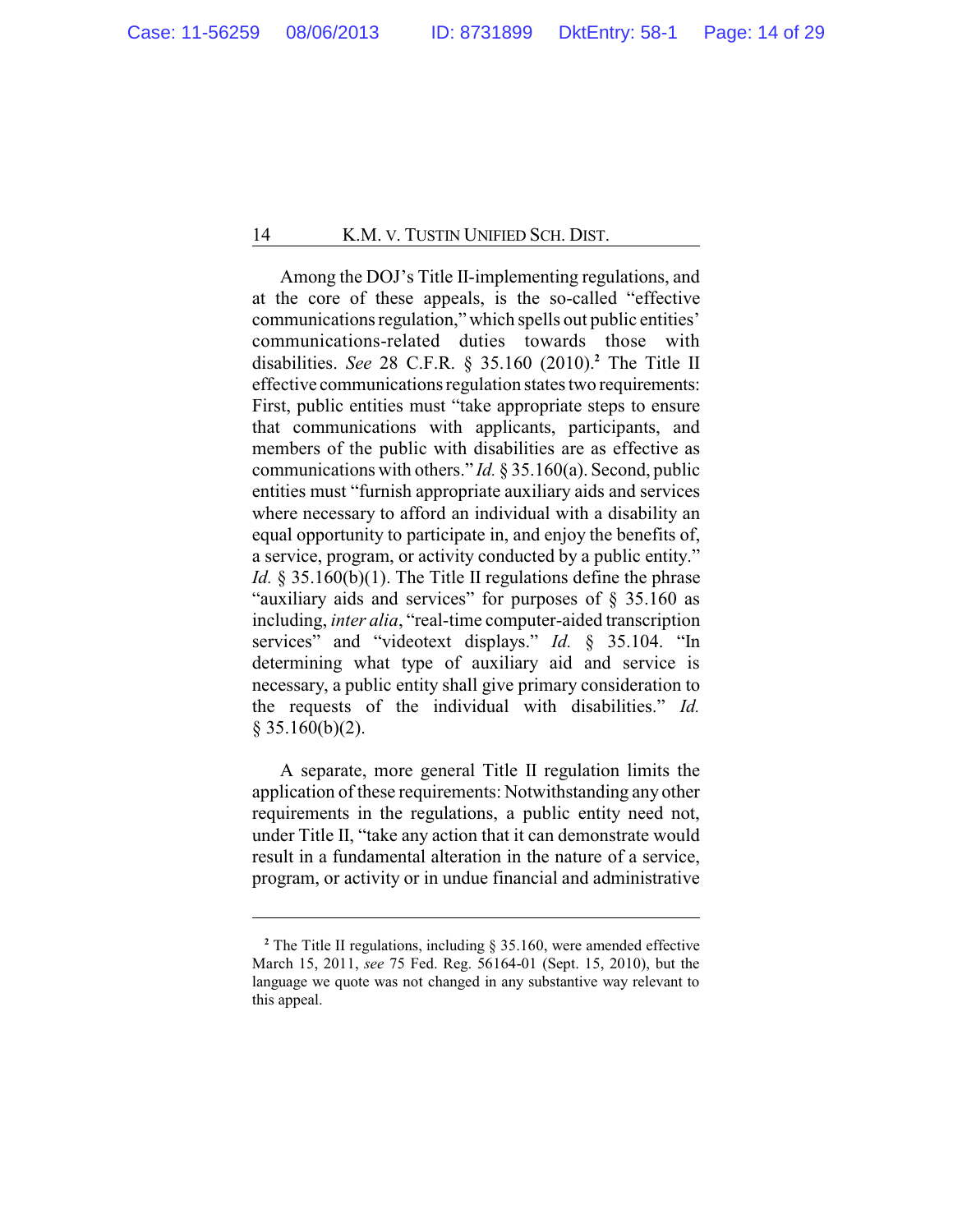Among the DOJ's Title II-implementing regulations, and at the core of these appeals, is the so-called "effective communications regulation," which spells out public entities' communications-related duties towards those with disabilities. *See* 28 C.F.R. § 35.160 (2010).[2] The Title II effective communications regulation states two requirements: First, public entities must "take appropriate steps to ensure that communications with applicants, participants, and members of the public with disabilities are as effective as communications with others." *Id.* § 35.160(a). Second, public entities must "furnish appropriate auxiliary aids and services where necessary to afford an individual with a disability an equal opportunity to participate in, and enjoy the benefits of, a service, program, or activity conducted by a public entity." *Id.* § 35.160(b)(1). The Title II regulations define the phrase "auxiliary aids and services" for purposes of § 35.160 as including, *inter alia*, "real-time computer-aided transcription services" and "videotext displays." *Id.* § 35.104. "In determining what type of auxiliary aid and service is necessary, a public entity shall give primary consideration to the requests of the individual with disabilities." *Id.* § 35.160(b)(2).

A separate, more general Title II regulation limits the application of these requirements: Notwithstanding any other requirements in the regulations, a public entity need not, under Title II, "take any action that it can demonstrate would result in a fundamental alteration in the nature of a service, program, or activity or in undue financial and administrative

---

[2] The Title II regulations, including § 35.160, were amended effective March 15, 2011, *see* 75 Fed. Reg. 56164-01 (Sept. 15, 2010), but the language we quote was not changed in any substantive way relevant to this appeal.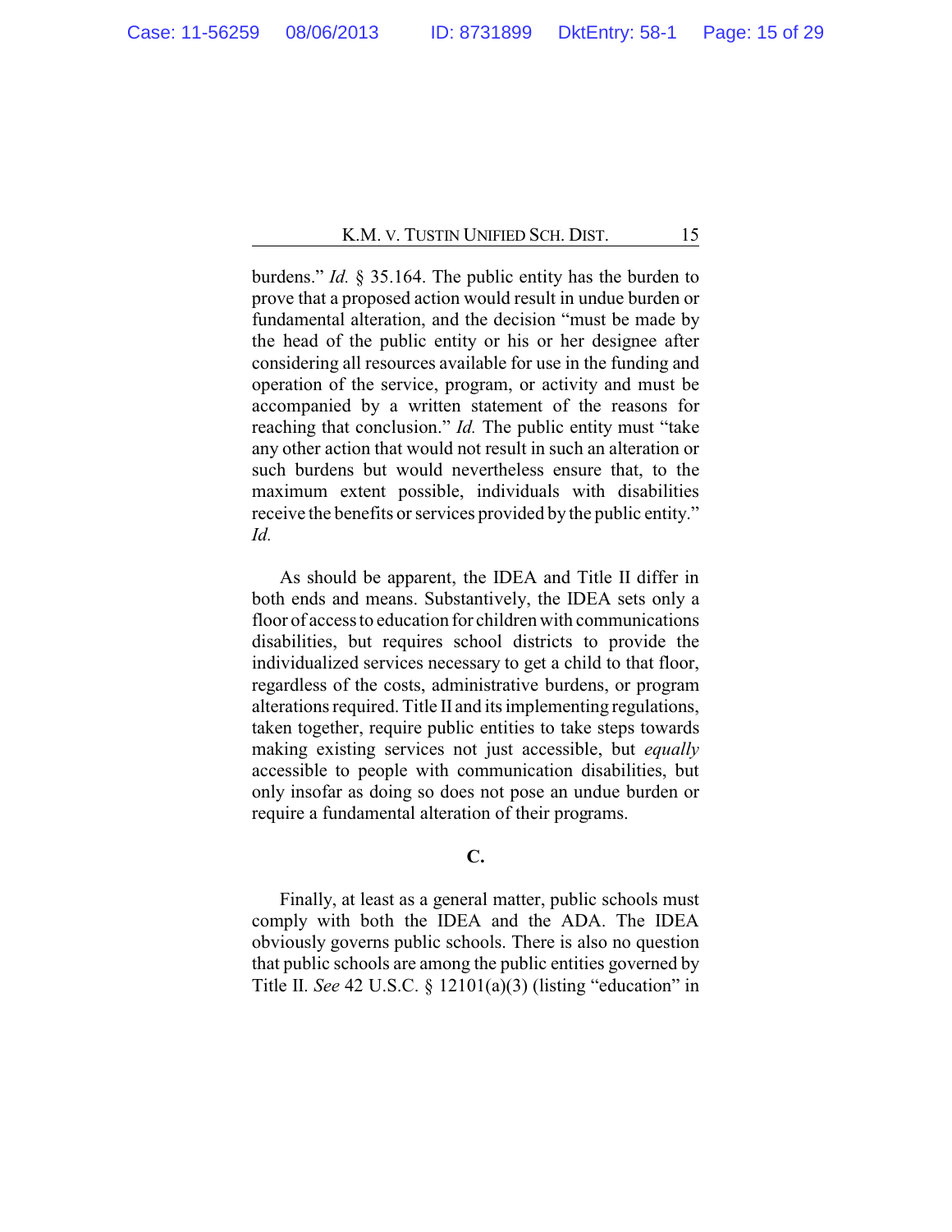burdens." *Id.* § 35.164. The public entity has the burden to prove that a proposed action would result in undue burden or fundamental alteration, and the decision "must be made by the head of the public entity or his or her designee after considering all resources available for use in the funding and operation of the service, program, or activity and must be accompanied by a written statement of the reasons for reaching that conclusion." *Id.* The public entity must "take any other action that would not result in such an alteration or such burdens but would nevertheless ensure that, to the maximum extent possible, individuals with disabilities receive the benefits or services provided by the public entity." *Id.*

As should be apparent, the IDEA and Title II differ in both ends and means. Substantively, the IDEA sets only a floor of access to education for children with communications disabilities, but requires school districts to provide the individualized services necessary to get a child to that floor, regardless of the costs, administrative burdens, or program alterations required. Title II and its implementing regulations, taken together, require public entities to take steps towards making existing services not just accessible, but *equally* accessible to people with communication disabilities, but only insofar as doing so does not pose an undue burden or require a fundamental alteration of their programs.

**C.**

Finally, at least as a general matter, public schools must comply with both the IDEA and the ADA. The IDEA obviously governs public schools. There is also no question that public schools are among the public entities governed by Title II. *See* 42 U.S.C. § 12101(a)(3) (listing "education" in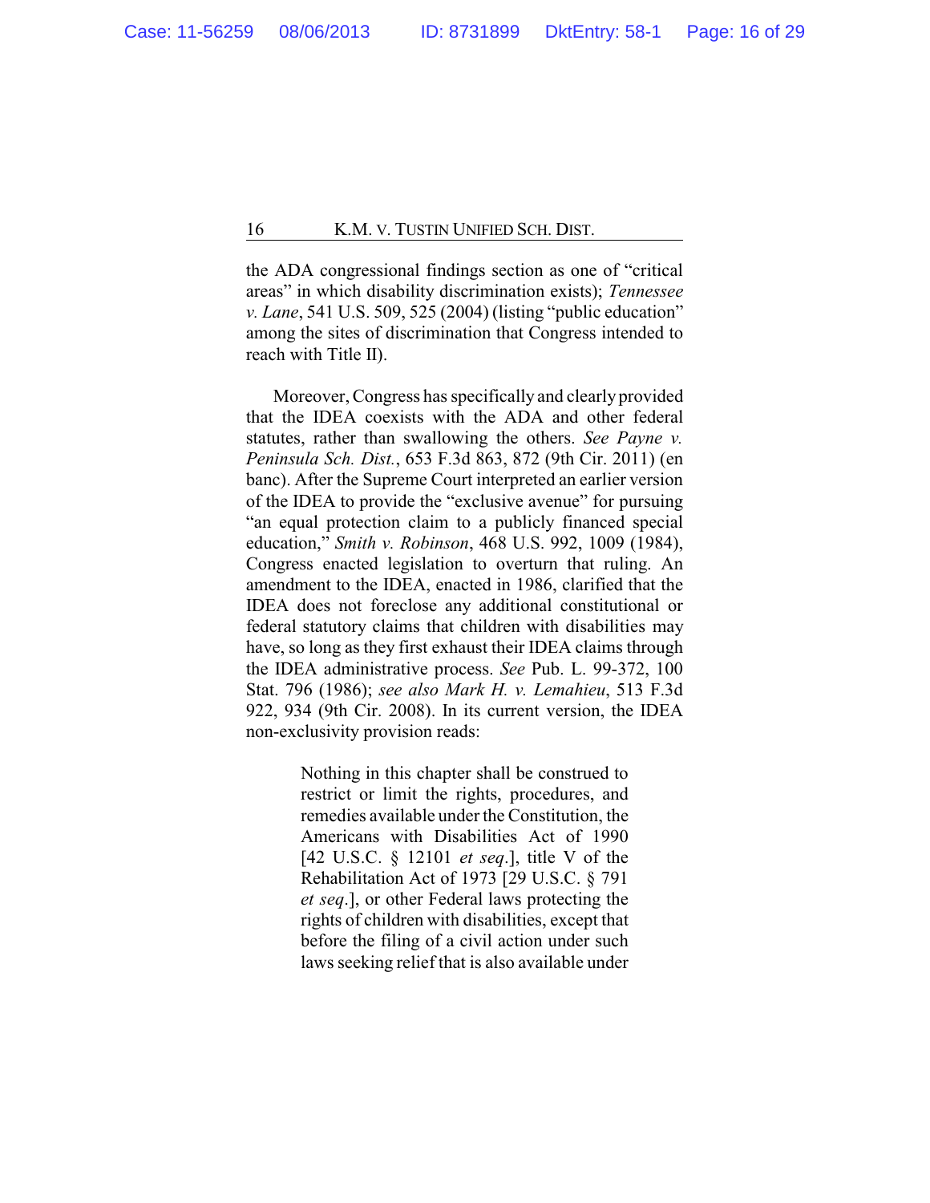the ADA congressional findings section as one of "critical areas" in which disability discrimination exists); *Tennessee v. Lane*, 541 U.S. 509, 525 (2004) (listing "public education" among the sites of discrimination that Congress intended to reach with Title II).

Moreover, Congress has specifically and clearly provided that the IDEA coexists with the ADA and other federal statutes, rather than swallowing the others. *See Payne v. Peninsula Sch. Dist.*, 653 F.3d 863, 872 (9th Cir. 2011) (en banc). After the Supreme Court interpreted an earlier version of the IDEA to provide the "exclusive avenue" for pursuing "an equal protection claim to a publicly financed special education," *Smith v. Robinson*, 468 U.S. 992, 1009 (1984), Congress enacted legislation to overturn that ruling. An amendment to the IDEA, enacted in 1986, clarified that the IDEA does not foreclose any additional constitutional or federal statutory claims that children with disabilities may have, so long as they first exhaust their IDEA claims through the IDEA administrative process. *See* Pub. L. 99-372, 100 Stat. 796 (1986); *see also Mark H. v. Lemahieu*, 513 F.3d 922, 934 (9th Cir. 2008). In its current version, the IDEA non-exclusivity provision reads:

> Nothing in this chapter shall be construed to restrict or limit the rights, procedures, and remedies available under the Constitution, the Americans with Disabilities Act of 1990 [42 U.S.C. § 12101 *et seq*.], title V of the Rehabilitation Act of 1973 [29 U.S.C. § 791 *et seq*.], or other Federal laws protecting the rights of children with disabilities, except that before the filing of a civil action under such laws seeking relief that is also available under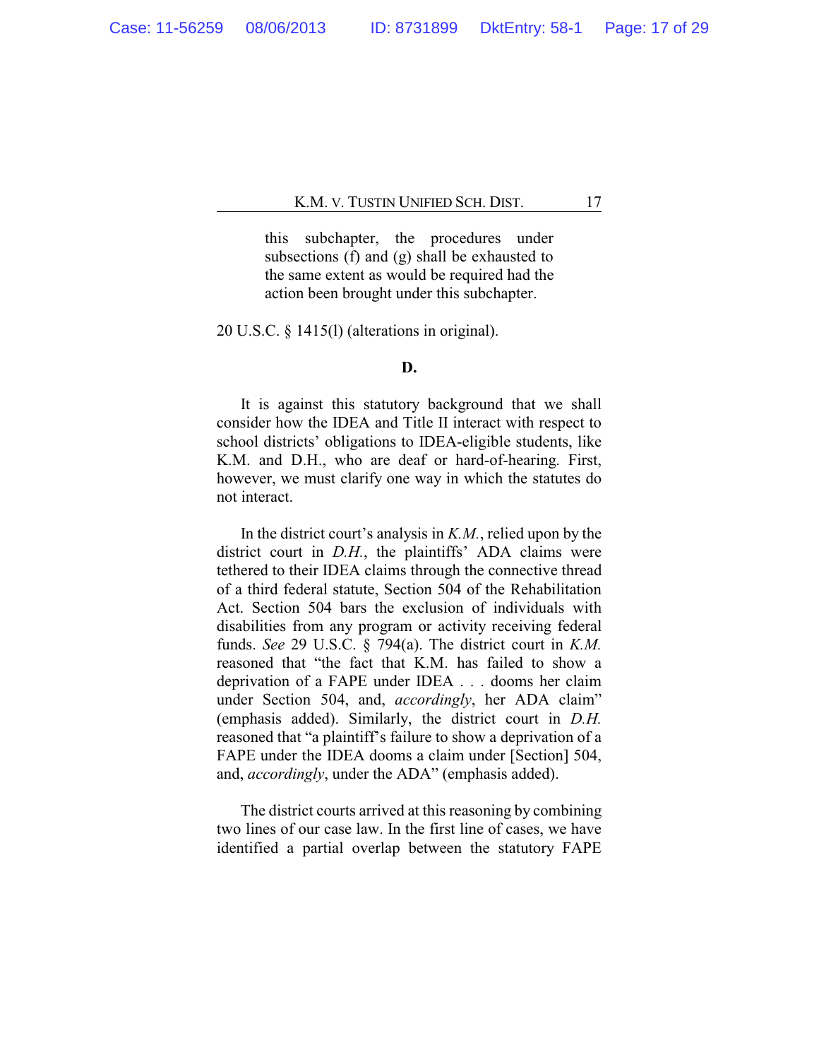> this subchapter, the procedures under subsections (f) and (g) shall be exhausted to the same extent as would be required had the action been brought under this subchapter.

20 U.S.C. § 1415(l) (alterations in original).

**D.**

It is against this statutory background that we shall consider how the IDEA and Title II interact with respect to school districts' obligations to IDEA-eligible students, like K.M. and D.H., who are deaf or hard-of-hearing. First, however, we must clarify one way in which the statutes do not interact.

In the district court's analysis in *K.M.*, relied upon by the district court in *D.H.*, the plaintiffs' ADA claims were tethered to their IDEA claims through the connective thread of a third federal statute, Section 504 of the Rehabilitation Act. Section 504 bars the exclusion of individuals with disabilities from any program or activity receiving federal funds. *See* 29 U.S.C. § 794(a). The district court in *K.M.* reasoned that "the fact that K.M. has failed to show a deprivation of a FAPE under IDEA . . . dooms her claim under Section 504, and, *accordingly*, her ADA claim" (emphasis added). Similarly, the district court in *D.H.* reasoned that "a plaintiff's failure to show a deprivation of a FAPE under the IDEA dooms a claim under [Section] 504, and, *accordingly*, under the ADA" (emphasis added).

The district courts arrived at this reasoning by combining two lines of our case law. In the first line of cases, we have identified a partial overlap between the statutory FAPE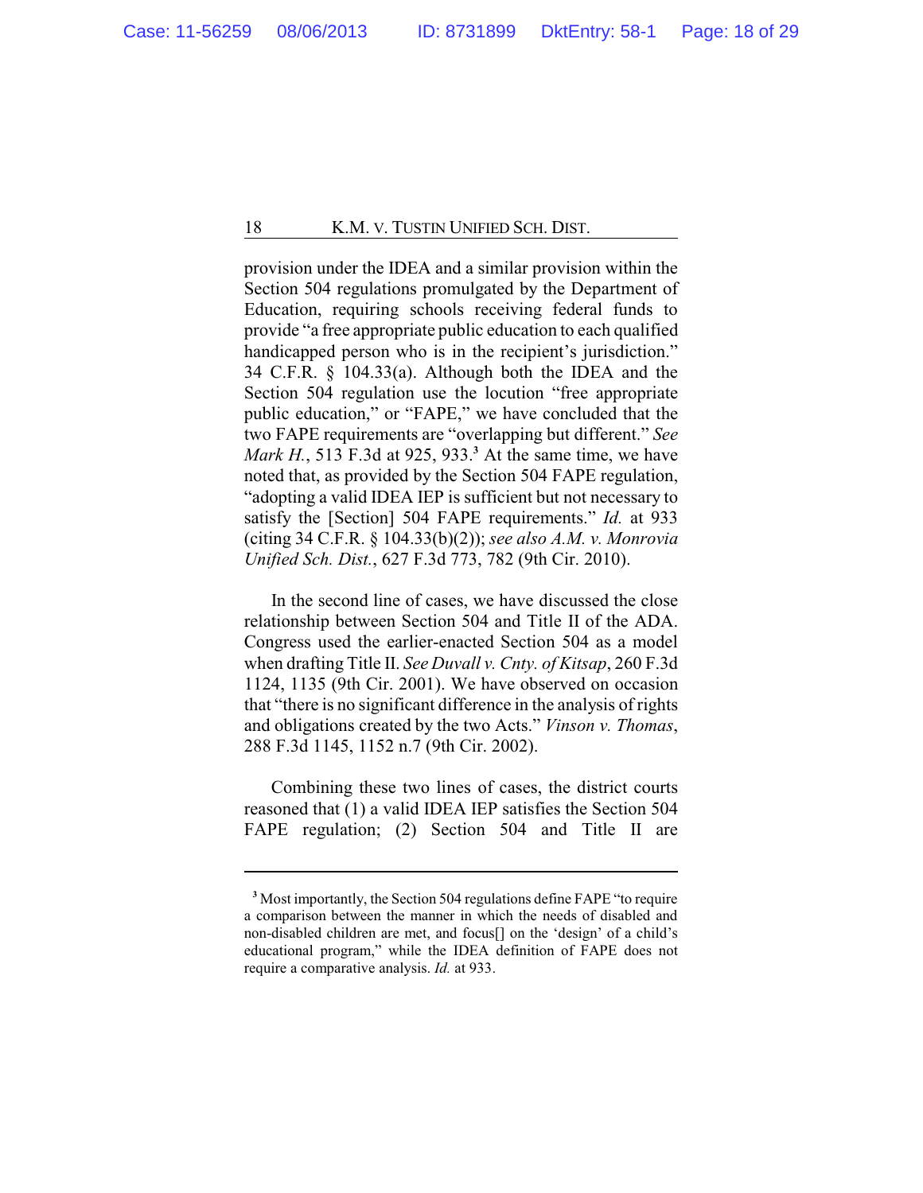provision under the IDEA and a similar provision within the Section 504 regulations promulgated by the Department of Education, requiring schools receiving federal funds to provide "a free appropriate public education to each qualified handicapped person who is in the recipient's jurisdiction." 34 C.F.R. § 104.33(a). Although both the IDEA and the Section 504 regulation use the locution "free appropriate public education," or "FAPE," we have concluded that the two FAPE requirements are "overlapping but different." *See Mark H.*, 513 F.3d at 925, 933.[3] At the same time, we have noted that, as provided by the Section 504 FAPE regulation, "adopting a valid IDEA IEP is sufficient but not necessary to satisfy the [Section] 504 FAPE requirements." *Id.* at 933 (citing 34 C.F.R. § 104.33(b)(2)); *see also A.M. v. Monrovia Unified Sch. Dist.*, 627 F.3d 773, 782 (9th Cir. 2010).

In the second line of cases, we have discussed the close relationship between Section 504 and Title II of the ADA. Congress used the earlier-enacted Section 504 as a model when drafting Title II. *See Duvall v. Cnty. of Kitsap*, 260 F.3d 1124, 1135 (9th Cir. 2001). We have observed on occasion that "there is no significant difference in the analysis of rights and obligations created by the two Acts." *Vinson v. Thomas*, 288 F.3d 1145, 1152 n.7 (9th Cir. 2002).

Combining these two lines of cases, the district courts reasoned that (1) a valid IDEA IEP satisfies the Section 504 FAPE regulation; (2) Section 504 and Title II are

---

[3] Most importantly, the Section 504 regulations define FAPE "to require a comparison between the manner in which the needs of disabled and non-disabled children are met, and focus[] on the 'design' of a child's educational program," while the IDEA definition of FAPE does not require a comparative analysis. *Id.* at 933.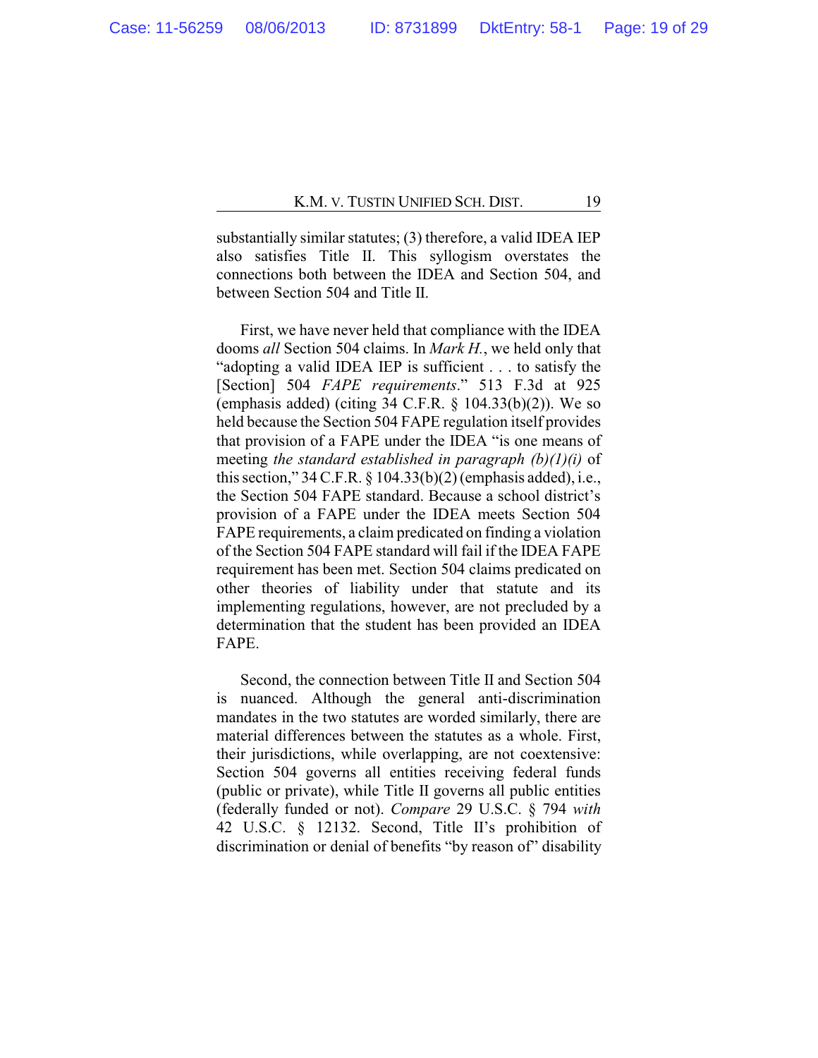substantially similar statutes; (3) therefore, a valid IDEA IEP also satisfies Title II. This syllogism overstates the connections both between the IDEA and Section 504, and between Section 504 and Title II.

First, we have never held that compliance with the IDEA dooms *all* Section 504 claims. In *Mark H.*, we held only that "adopting a valid IDEA IEP is sufficient . . . to satisfy the [Section] 504 *FAPE requirements*." 513 F.3d at 925 (emphasis added) (citing 34 C.F.R. § 104.33(b)(2)). We so held because the Section 504 FAPE regulation itself provides that provision of a FAPE under the IDEA "is one means of meeting *the standard established in paragraph (b)(1)(i)* of this section," 34 C.F.R. § 104.33(b)(2) (emphasis added), i.e., the Section 504 FAPE standard. Because a school district's provision of a FAPE under the IDEA meets Section 504 FAPE requirements, a claim predicated on finding a violation of the Section 504 FAPE standard will fail if the IDEA FAPE requirement has been met. Section 504 claims predicated on other theories of liability under that statute and its implementing regulations, however, are not precluded by a determination that the student has been provided an IDEA FAPE.

Second, the connection between Title II and Section 504 is nuanced. Although the general anti-discrimination mandates in the two statutes are worded similarly, there are material differences between the statutes as a whole. First, their jurisdictions, while overlapping, are not coextensive: Section 504 governs all entities receiving federal funds (public or private), while Title II governs all public entities (federally funded or not). *Compare* 29 U.S.C. § 794 *with* 42 U.S.C. § 12132. Second, Title II's prohibition of discrimination or denial of benefits "by reason of" disability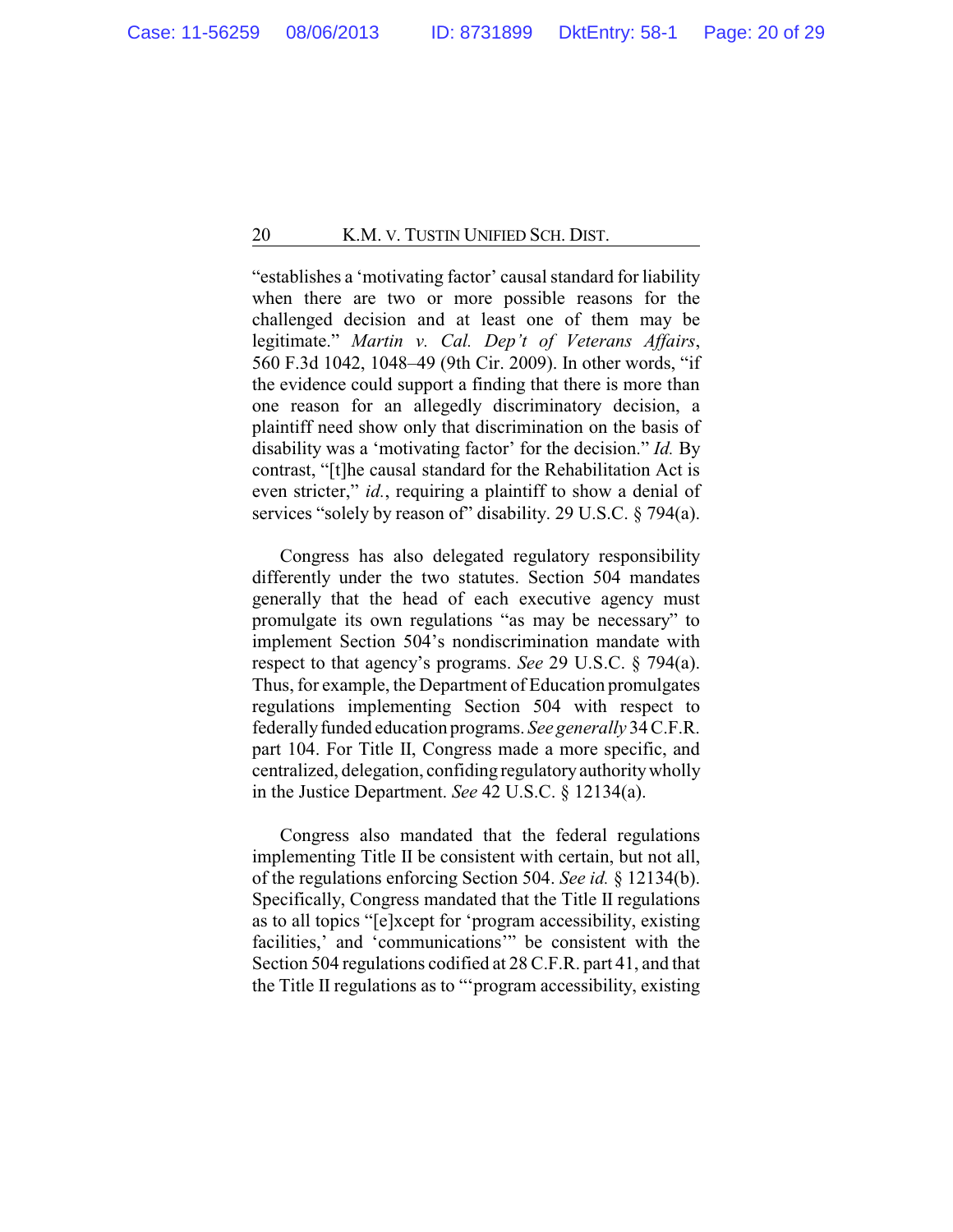"establishes a 'motivating factor' causal standard for liability when there are two or more possible reasons for the challenged decision and at least one of them may be legitimate." *Martin v. Cal. Dep't of Veterans Affairs*, 560 F.3d 1042, 1048–49 (9th Cir. 2009). In other words, "if the evidence could support a finding that there is more than one reason for an allegedly discriminatory decision, a plaintiff need show only that discrimination on the basis of disability was a 'motivating factor' for the decision." *Id.* By contrast, "[t]he causal standard for the Rehabilitation Act is even stricter," *id.*, requiring a plaintiff to show a denial of services "solely by reason of" disability. 29 U.S.C. § 794(a).

Congress has also delegated regulatory responsibility differently under the two statutes. Section 504 mandates generally that the head of each executive agency must promulgate its own regulations "as may be necessary" to implement Section 504's nondiscrimination mandate with respect to that agency's programs. *See* 29 U.S.C. § 794(a). Thus, for example, the Department of Education promulgates regulations implementing Section 504 with respect to federally funded education programs. *See generally* 34 C.F.R. part 104. For Title II, Congress made a more specific, and centralized, delegation, confiding regulatory authority wholly in the Justice Department. *See* 42 U.S.C. § 12134(a).

Congress also mandated that the federal regulations implementing Title II be consistent with certain, but not all, of the regulations enforcing Section 504. *See id.* § 12134(b). Specifically, Congress mandated that the Title II regulations as to all topics "[e]xcept for 'program accessibility, existing facilities,' and 'communications'" be consistent with the Section 504 regulations codified at 28 C.F.R. part 41, and that the Title II regulations as to "'program accessibility, existing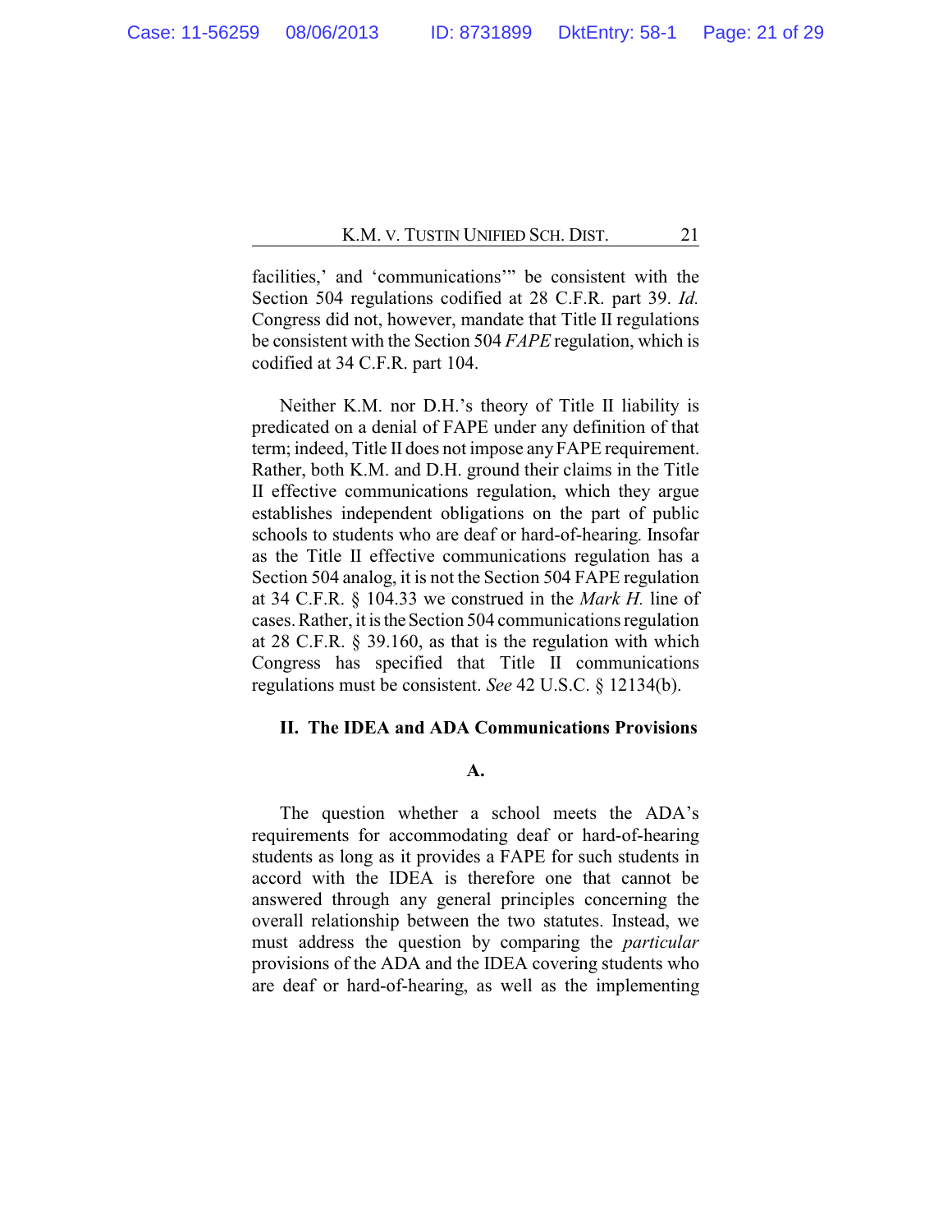facilities,' and 'communications'" be consistent with the Section 504 regulations codified at 28 C.F.R. part 39. *Id.* Congress did not, however, mandate that Title II regulations be consistent with the Section 504 *FAPE* regulation, which is codified at 34 C.F.R. part 104.

Neither K.M. nor D.H.'s theory of Title II liability is predicated on a denial of FAPE under any definition of that term; indeed, Title II does not impose any FAPE requirement. Rather, both K.M. and D.H. ground their claims in the Title II effective communications regulation, which they argue establishes independent obligations on the part of public schools to students who are deaf or hard-of-hearing. Insofar as the Title II effective communications regulation has a Section 504 analog, it is not the Section 504 FAPE regulation at 34 C.F.R. § 104.33 we construed in the *Mark H.* line of cases. Rather, it is the Section 504 communications regulation at 28 C.F.R. § 39.160, as that is the regulation with which Congress has specified that Title II communications regulations must be consistent. *See* 42 U.S.C. § 12134(b).

## II. The IDEA and ADA Communications Provisions

### A.

The question whether a school meets the ADA's requirements for accommodating deaf or hard-of-hearing students as long as it provides a FAPE for such students in accord with the IDEA is therefore one that cannot be answered through any general principles concerning the overall relationship between the two statutes. Instead, we must address the question by comparing the *particular* provisions of the ADA and the IDEA covering students who are deaf or hard-of-hearing, as well as the implementing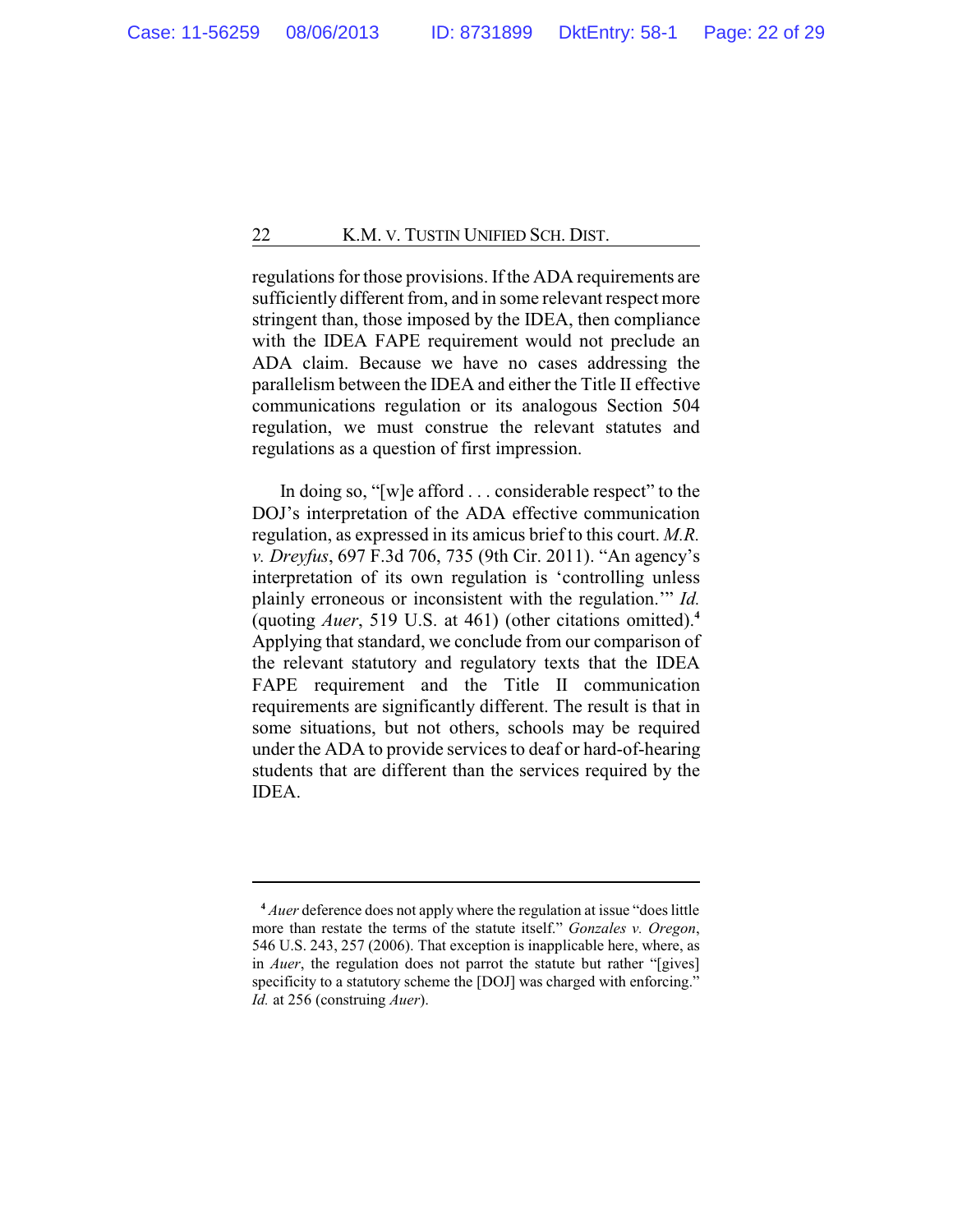regulations for those provisions. If the ADA requirements are sufficiently different from, and in some relevant respect more stringent than, those imposed by the IDEA, then compliance with the IDEA FAPE requirement would not preclude an ADA claim. Because we have no cases addressing the parallelism between the IDEA and either the Title II effective communications regulation or its analogous Section 504 regulation, we must construe the relevant statutes and regulations as a question of first impression.

In doing so, "[w]e afford . . . considerable respect" to the DOJ's interpretation of the ADA effective communication regulation, as expressed in its amicus brief to this court. *M.R. v. Dreyfus*, 697 F.3d 706, 735 (9th Cir. 2011). "An agency's interpretation of its own regulation is 'controlling unless plainly erroneous or inconsistent with the regulation.'" *Id.* (quoting *Auer*, 519 U.S. at 461) (other citations omitted).[4] Applying that standard, we conclude from our comparison of the relevant statutory and regulatory texts that the IDEA FAPE requirement and the Title II communication requirements are significantly different. The result is that in some situations, but not others, schools may be required under the ADA to provide services to deaf or hard-of-hearing students that are different than the services required by the IDEA.

---

[4] *Auer* deference does not apply where the regulation at issue "does little more than restate the terms of the statute itself." *Gonzales v. Oregon*, 546 U.S. 243, 257 (2006). That exception is inapplicable here, where, as in *Auer*, the regulation does not parrot the statute but rather "[gives] specificity to a statutory scheme the [DOJ] was charged with enforcing." *Id.* at 256 (construing *Auer*).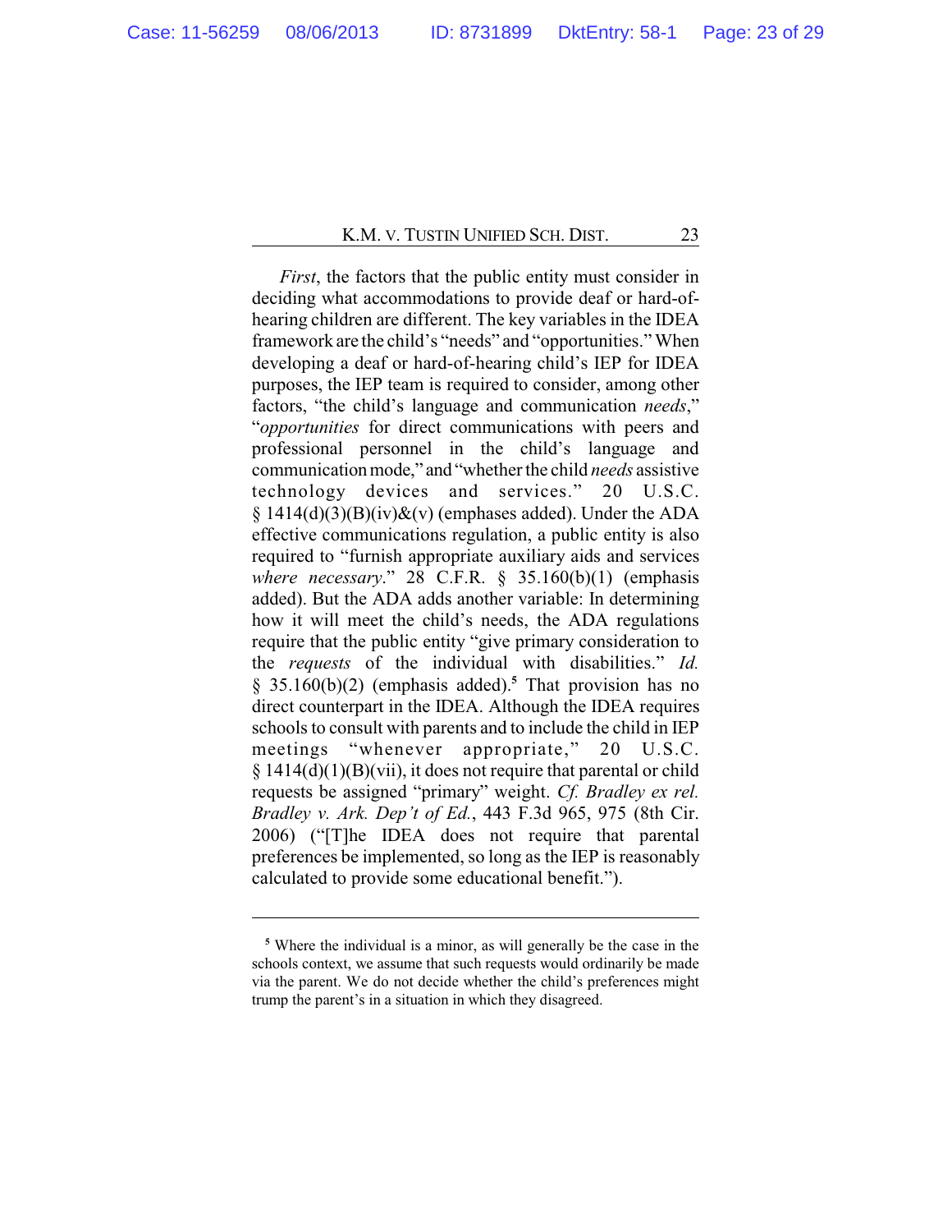*First*, the factors that the public entity must consider in deciding what accommodations to provide deaf or hard-of-hearing children are different. The key variables in the IDEA framework are the child's "needs" and "opportunities." When developing a deaf or hard-of-hearing child's IEP for IDEA purposes, the IEP team is required to consider, among other factors, "the child's language and communication *needs*," "*opportunities* for direct communications with peers and professional personnel in the child's language and communication mode," and "whether the child *needs* assistive technology devices and services." 20 U.S.C. § 1414(d)(3)(B)(iv)&(v) (emphases added). Under the ADA effective communications regulation, a public entity is also required to "furnish appropriate auxiliary aids and services *where necessary*." 28 C.F.R. § 35.160(b)(1) (emphasis added). But the ADA adds another variable: In determining how it will meet the child's needs, the ADA regulations require that the public entity "give primary consideration to the *requests* of the individual with disabilities." *Id.* § 35.160(b)(2) (emphasis added).[5] That provision has no direct counterpart in the IDEA. Although the IDEA requires schools to consult with parents and to include the child in IEP meetings "whenever appropriate," 20 U.S.C. § 1414(d)(1)(B)(vii), it does not require that parental or child requests be assigned "primary" weight. *Cf. Bradley ex rel. Bradley v. Ark. Dep't of Ed.*, 443 F.3d 965, 975 (8th Cir. 2006) ("[T]he IDEA does not require that parental preferences be implemented, so long as the IEP is reasonably calculated to provide some educational benefit.").

---

[5] Where the individual is a minor, as will generally be the case in the schools context, we assume that such requests would ordinarily be made via the parent. We do not decide whether the child's preferences might trump the parent's in a situation in which they disagreed.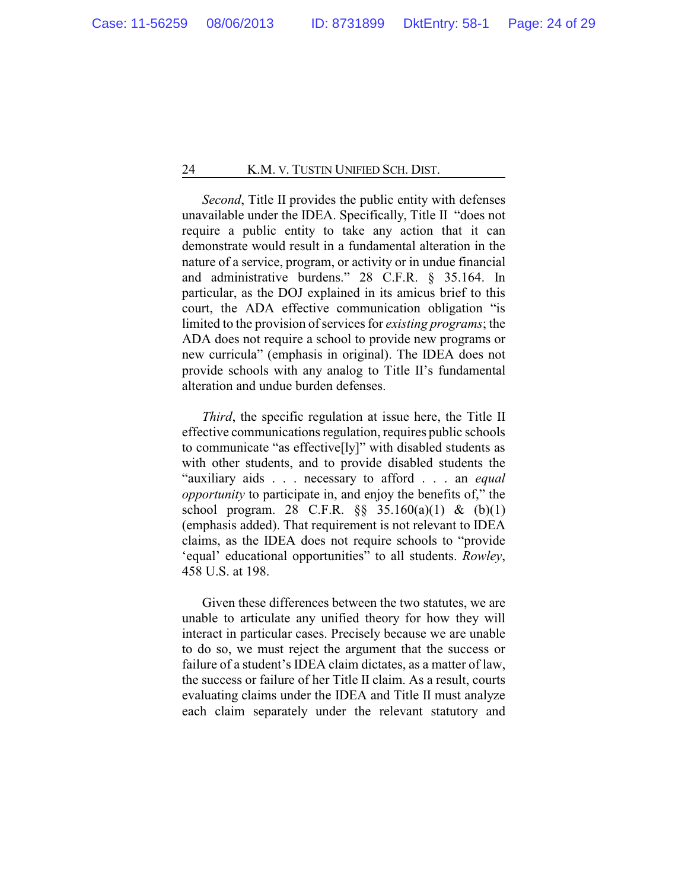*Second*, Title II provides the public entity with defenses unavailable under the IDEA. Specifically, Title II "does not require a public entity to take any action that it can demonstrate would result in a fundamental alteration in the nature of a service, program, or activity or in undue financial and administrative burdens." 28 C.F.R. § 35.164. In particular, as the DOJ explained in its amicus brief to this court, the ADA effective communication obligation "is limited to the provision of services for *existing programs*; the ADA does not require a school to provide new programs or new curricula" (emphasis in original). The IDEA does not provide schools with any analog to Title II's fundamental alteration and undue burden defenses.

*Third*, the specific regulation at issue here, the Title II effective communications regulation, requires public schools to communicate "as effective[ly]" with disabled students as with other students, and to provide disabled students the "auxiliary aids . . . necessary to afford . . . an *equal opportunity* to participate in, and enjoy the benefits of," the school program. 28 C.F.R. §§ 35.160(a)(1) & (b)(1) (emphasis added). That requirement is not relevant to IDEA claims, as the IDEA does not require schools to "provide 'equal' educational opportunities" to all students. *Rowley*, 458 U.S. at 198.

Given these differences between the two statutes, we are unable to articulate any unified theory for how they will interact in particular cases. Precisely because we are unable to do so, we must reject the argument that the success or failure of a student's IDEA claim dictates, as a matter of law, the success or failure of her Title II claim. As a result, courts evaluating claims under the IDEA and Title II must analyze each claim separately under the relevant statutory and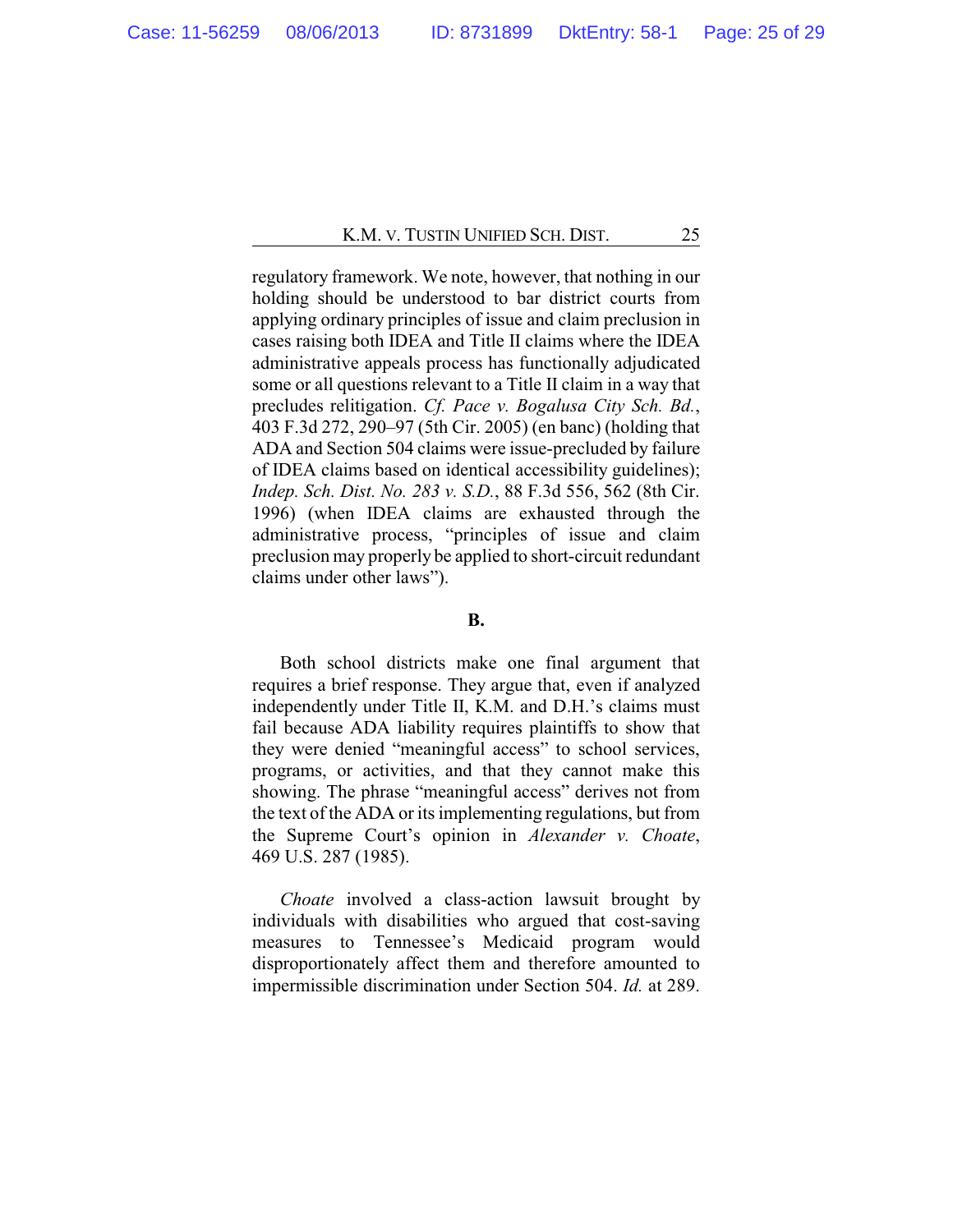regulatory framework. We note, however, that nothing in our holding should be understood to bar district courts from applying ordinary principles of issue and claim preclusion in cases raising both IDEA and Title II claims where the IDEA administrative appeals process has functionally adjudicated some or all questions relevant to a Title II claim in a way that precludes relitigation. *Cf. Pace v. Bogalusa City Sch. Bd.*, 403 F.3d 272, 290–97 (5th Cir. 2005) (en banc) (holding that ADA and Section 504 claims were issue-precluded by failure of IDEA claims based on identical accessibility guidelines); *Indep. Sch. Dist. No. 283 v. S.D.*, 88 F.3d 556, 562 (8th Cir. 1996) (when IDEA claims are exhausted through the administrative process, "principles of issue and claim preclusion may properly be applied to short-circuit redundant claims under other laws").

**B.**

Both school districts make one final argument that requires a brief response. They argue that, even if analyzed independently under Title II, K.M. and D.H.'s claims must fail because ADA liability requires plaintiffs to show that they were denied "meaningful access" to school services, programs, or activities, and that they cannot make this showing. The phrase "meaningful access" derives not from the text of the ADA or its implementing regulations, but from the Supreme Court's opinion in *Alexander v. Choate*, 469 U.S. 287 (1985).

*Choate* involved a class-action lawsuit brought by individuals with disabilities who argued that cost-saving measures to Tennessee's Medicaid program would disproportionately affect them and therefore amounted to impermissible discrimination under Section 504. *Id.* at 289.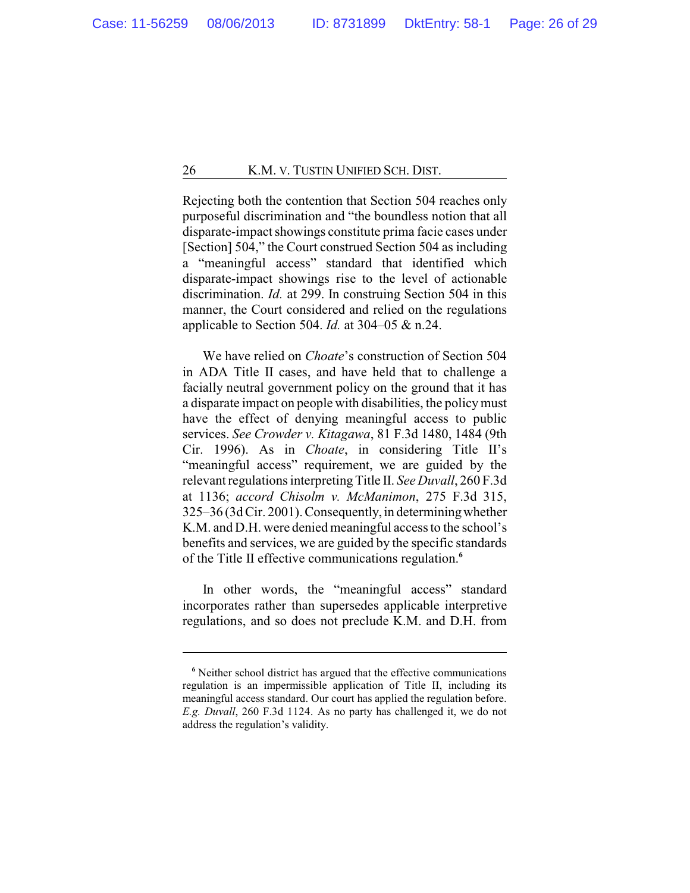Rejecting both the contention that Section 504 reaches only purposeful discrimination and "the boundless notion that all disparate-impact showings constitute prima facie cases under [Section] 504," the Court construed Section 504 as including a "meaningful access" standard that identified which disparate-impact showings rise to the level of actionable discrimination. *Id.* at 299. In construing Section 504 in this manner, the Court considered and relied on the regulations applicable to Section 504. *Id.* at 304–05 & n.24.

We have relied on *Choate*'s construction of Section 504 in ADA Title II cases, and have held that to challenge a facially neutral government policy on the ground that it has a disparate impact on people with disabilities, the policy must have the effect of denying meaningful access to public services. *See Crowder v. Kitagawa*, 81 F.3d 1480, 1484 (9th Cir. 1996). As in *Choate*, in considering Title II's "meaningful access" requirement, we are guided by the relevant regulations interpreting Title II. *See Duvall*, 260 F.3d at 1136; *accord Chisolm v. McManimon*, 275 F.3d 315, 325–36 (3d Cir. 2001). Consequently, in determining whether K.M. and D.H. were denied meaningful access to the school's benefits and services, we are guided by the specific standards of the Title II effective communications regulation.[6]

In other words, the "meaningful access" standard incorporates rather than supersedes applicable interpretive regulations, and so does not preclude K.M. and D.H. from

---

[6] Neither school district has argued that the effective communications regulation is an impermissible application of Title II, including its meaningful access standard. Our court has applied the regulation before. *E.g. Duvall*, 260 F.3d 1124. As no party has challenged it, we do not address the regulation's validity.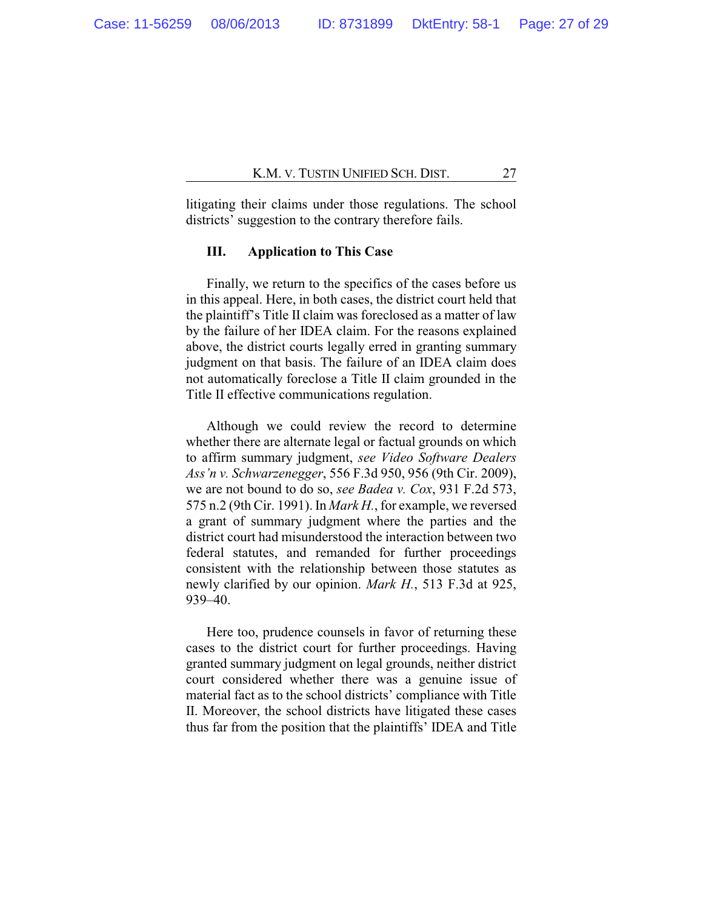litigating their claims under those regulations. The school districts' suggestion to the contrary therefore fails.

## III. Application to This Case

Finally, we return to the specifics of the cases before us in this appeal. Here, in both cases, the district court held that the plaintiff's Title II claim was foreclosed as a matter of law by the failure of her IDEA claim. For the reasons explained above, the district courts legally erred in granting summary judgment on that basis. The failure of an IDEA claim does not automatically foreclose a Title II claim grounded in the Title II effective communications regulation.

Although we could review the record to determine whether there are alternate legal or factual grounds on which to affirm summary judgment, *see Video Software Dealers Ass'n v. Schwarzenegger*, 556 F.3d 950, 956 (9th Cir. 2009), we are not bound to do so, *see Badea v. Cox*, 931 F.2d 573, 575 n.2 (9th Cir. 1991). In *Mark H.*, for example, we reversed a grant of summary judgment where the parties and the district court had misunderstood the interaction between two federal statutes, and remanded for further proceedings consistent with the relationship between those statutes as newly clarified by our opinion. *Mark H.*, 513 F.3d at 925, 939–40.

Here too, prudence counsels in favor of returning these cases to the district court for further proceedings. Having granted summary judgment on legal grounds, neither district court considered whether there was a genuine issue of material fact as to the school districts' compliance with Title II. Moreover, the school districts have litigated these cases thus far from the position that the plaintiffs' IDEA and Title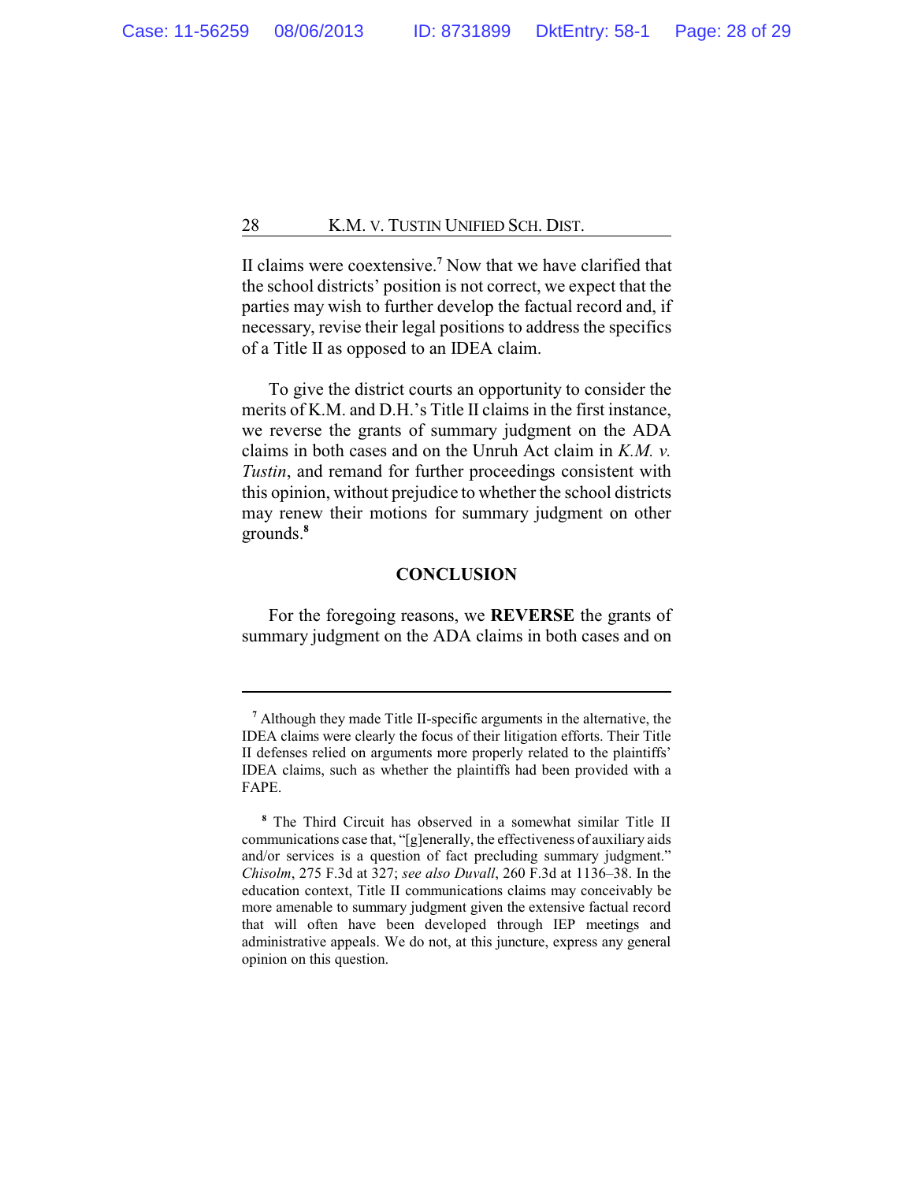II claims were coextensive.[7] Now that we have clarified that the school districts' position is not correct, we expect that the parties may wish to further develop the factual record and, if necessary, revise their legal positions to address the specifics of a Title II as opposed to an IDEA claim.

To give the district courts an opportunity to consider the merits of K.M. and D.H.'s Title II claims in the first instance, we reverse the grants of summary judgment on the ADA claims in both cases and on the Unruh Act claim in *K.M. v. Tustin*, and remand for further proceedings consistent with this opinion, without prejudice to whether the school districts may renew their motions for summary judgment on other grounds.[8]

## CONCLUSION

For the foregoing reasons, we **REVERSE** the grants of summary judgment on the ADA claims in both cases and on

---

[7] Although they made Title II-specific arguments in the alternative, the IDEA claims were clearly the focus of their litigation efforts. Their Title II defenses relied on arguments more properly related to the plaintiffs' IDEA claims, such as whether the plaintiffs had been provided with a FAPE.

[8] The Third Circuit has observed in a somewhat similar Title II communications case that, "[g]enerally, the effectiveness of auxiliary aids and/or services is a question of fact precluding summary judgment." *Chisolm*, 275 F.3d at 327; *see also Duvall*, 260 F.3d at 1136–38. In the education context, Title II communications claims may conceivably be more amenable to summary judgment given the extensive factual record that will often have been developed through IEP meetings and administrative appeals. We do not, at this juncture, express any general opinion on this question.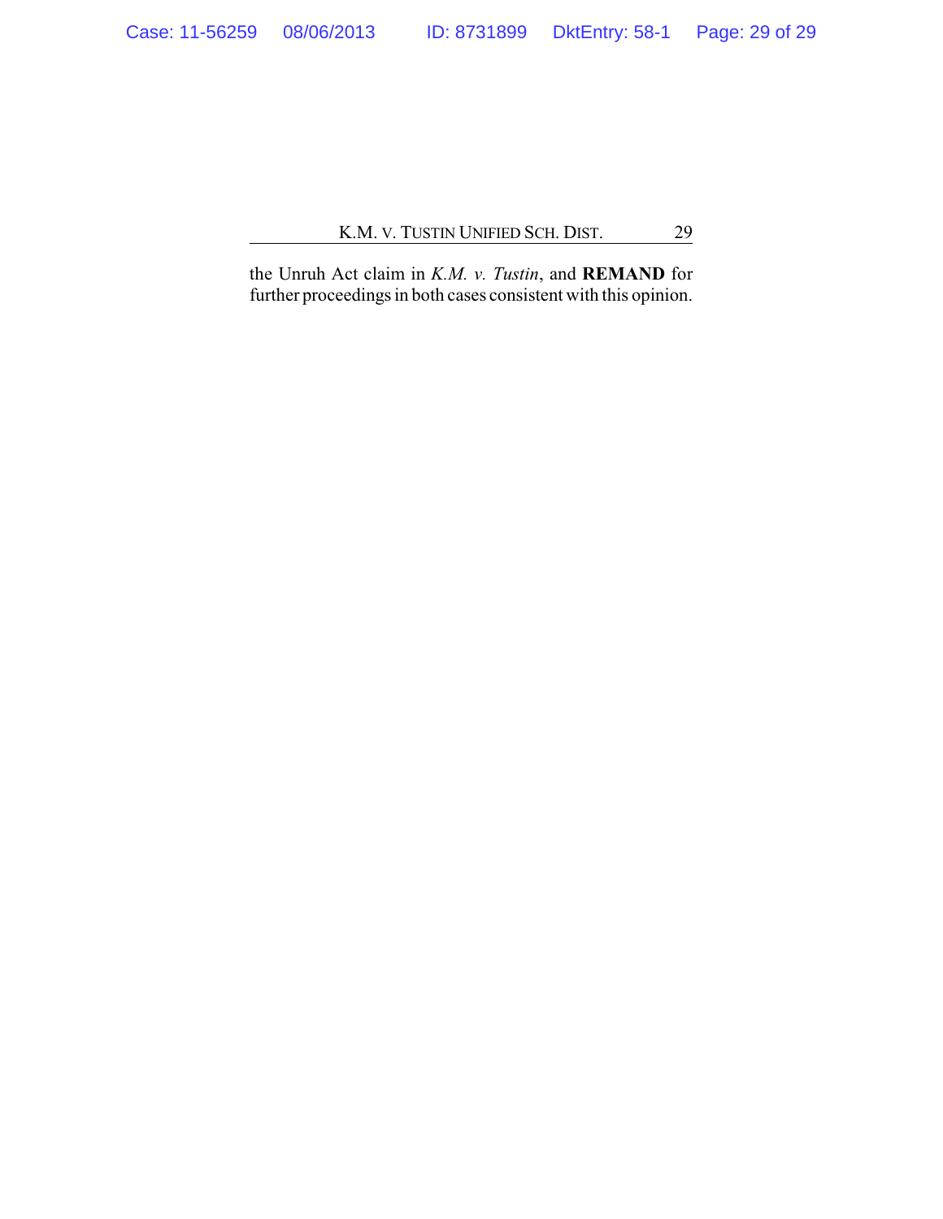the Unruh Act claim in *K.M. v. Tustin*, and **REMAND** for further proceedings in both cases consistent with this opinion.